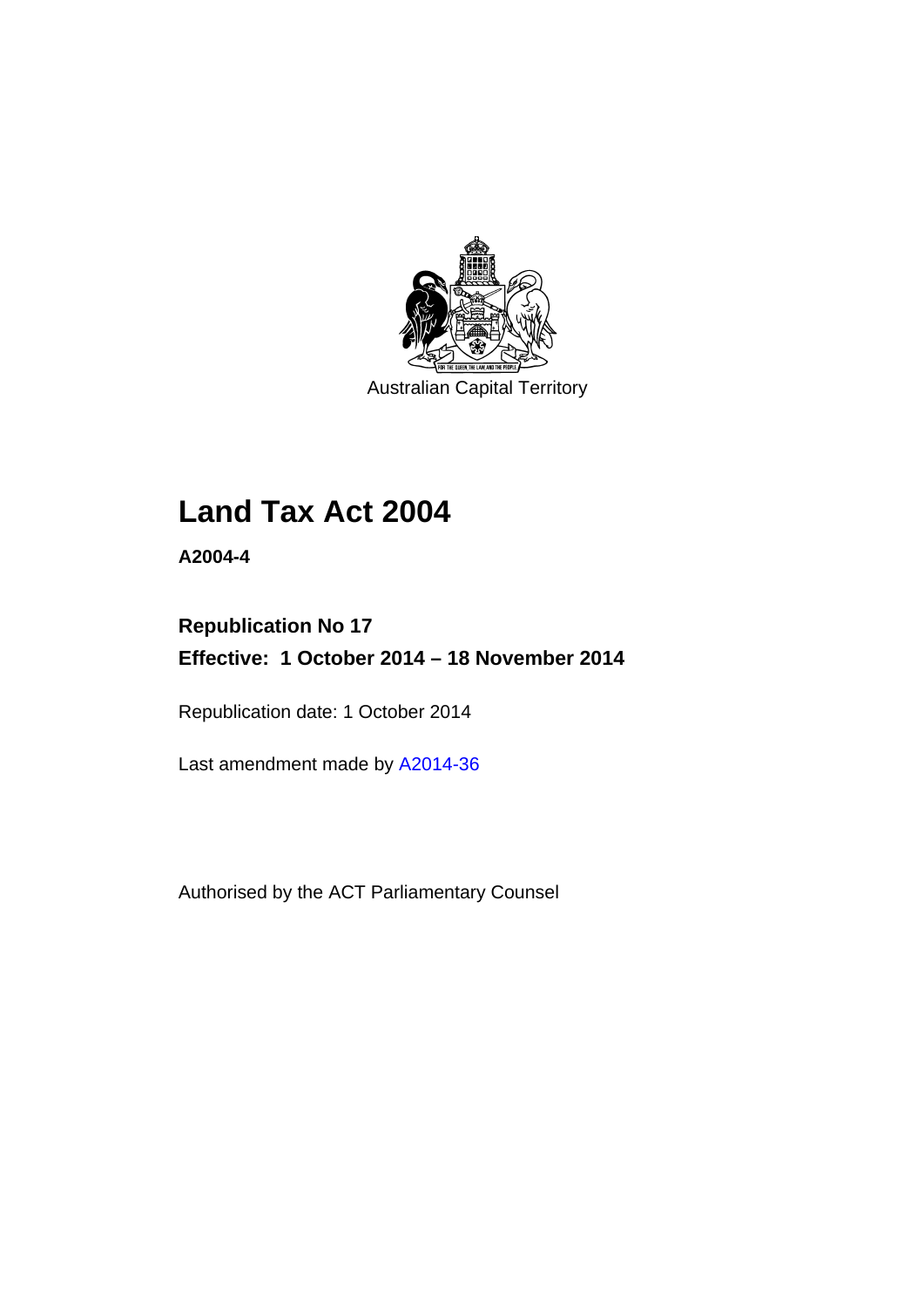Australian Capital Territory

# Land Tax Act 2004

**A2004-4**

**Republication No 17**

**Effective: 1 October 2014 – 18 November 2014**

Republication date: 1 October 2014

Last amendment made by A2014-36

Authorised by the ACT Parliamentary Counsel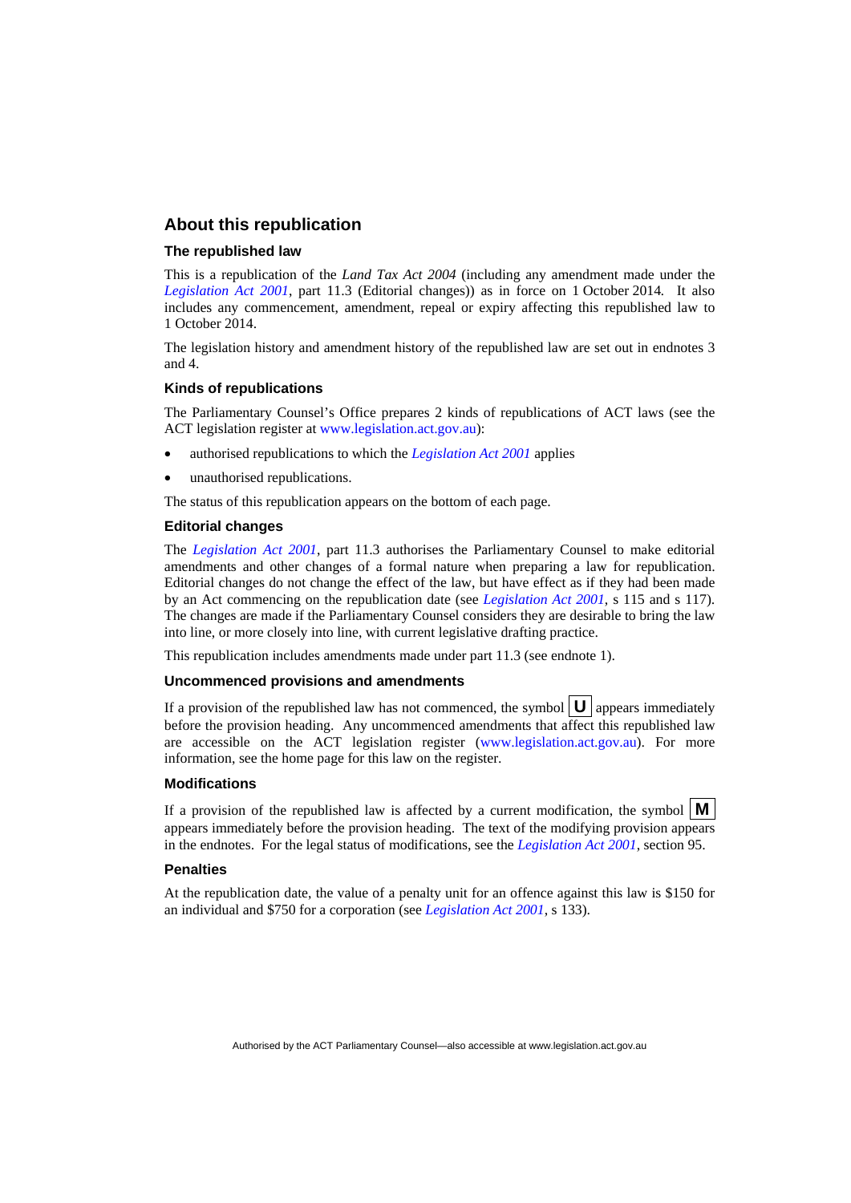## About this republication

### The republished law

This is a republication of the *Land Tax Act 2004* (including any amendment made under the *Legislation Act 2001*, part 11.3 (Editorial changes)) as in force on 1 October 2014*.* It also includes any commencement, amendment, repeal or expiry affecting this republished law to 1 October 2014.

The legislation history and amendment history of the republished law are set out in endnotes 3 and 4.

### Kinds of republications

The Parliamentary Counsel's Office prepares 2 kinds of republications of ACT laws (see the ACT legislation register at www.legislation.act.gov.au):

- authorised republications to which the *Legislation Act 2001* applies
- unauthorised republications.

The status of this republication appears on the bottom of each page.

### Editorial changes

The *Legislation Act 2001*, part 11.3 authorises the Parliamentary Counsel to make editorial amendments and other changes of a formal nature when preparing a law for republication. Editorial changes do not change the effect of the law, but have effect as if they had been made by an Act commencing on the republication date (see *Legislation Act 2001*, s 115 and s 117). The changes are made if the Parliamentary Counsel considers they are desirable to bring the law into line, or more closely into line, with current legislative drafting practice.

This republication includes amendments made under part 11.3 (see endnote 1).

### Uncommenced provisions and amendments

If a provision of the republished law has not commenced, the symbol **U** appears immediately before the provision heading. Any uncommenced amendments that affect this republished law are accessible on the ACT legislation register (www.legislation.act.gov.au). For more information, see the home page for this law on the register.

### Modifications

If a provision of the republished law is affected by a current modification, the symbol **M** appears immediately before the provision heading. The text of the modifying provision appears in the endnotes. For the legal status of modifications, see the *Legislation Act 2001*, section 95.

### Penalties

At the republication date, the value of a penalty unit for an offence against this law is $150 for an individual and $750 for a corporation (see *Legislation Act 2001*, s 133).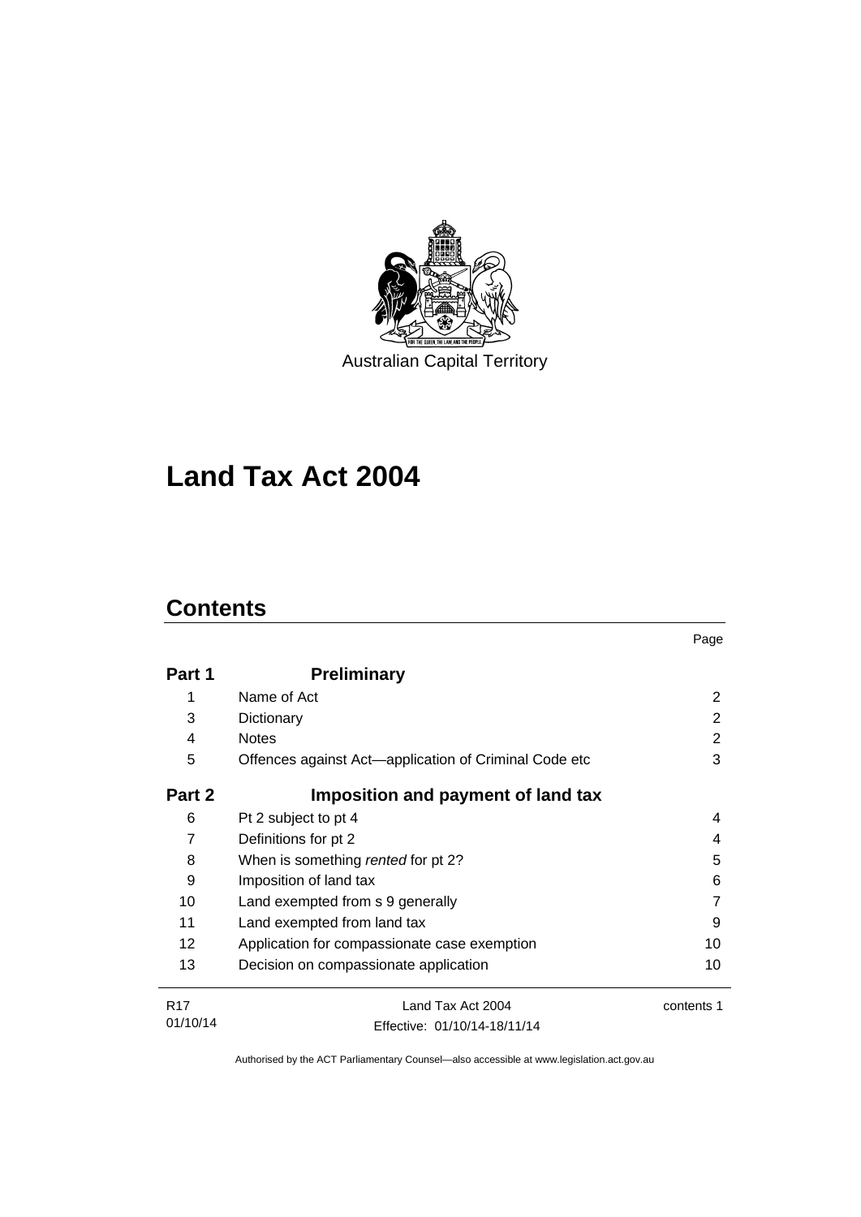Australian Capital Territory

# Land Tax Act 2004

## Contents

| | | Page |
|---|---|---|
| **Part 1** | **Preliminary** | |
| 1 | Name of Act | 2 |
| 3 | Dictionary | 2 |
| 4 | Notes | 2 |
| 5 | Offences against Act—application of Criminal Code etc | 3 |
| **Part 2** | **Imposition and payment of land tax** | |
| 6 | Pt 2 subject to pt 4 | 4 |
| 7 | Definitions for pt 2 | 4 |
| 8 | When is something *rented* for pt 2? | 5 |
| 9 | Imposition of land tax | 6 |
| 10 | Land exempted from s 9 generally | 7 |
| 11 | Land exempted from land tax | 9 |
| 12 | Application for compassionate case exemption | 10 |
| 13 | Decision on compassionate application | 10 |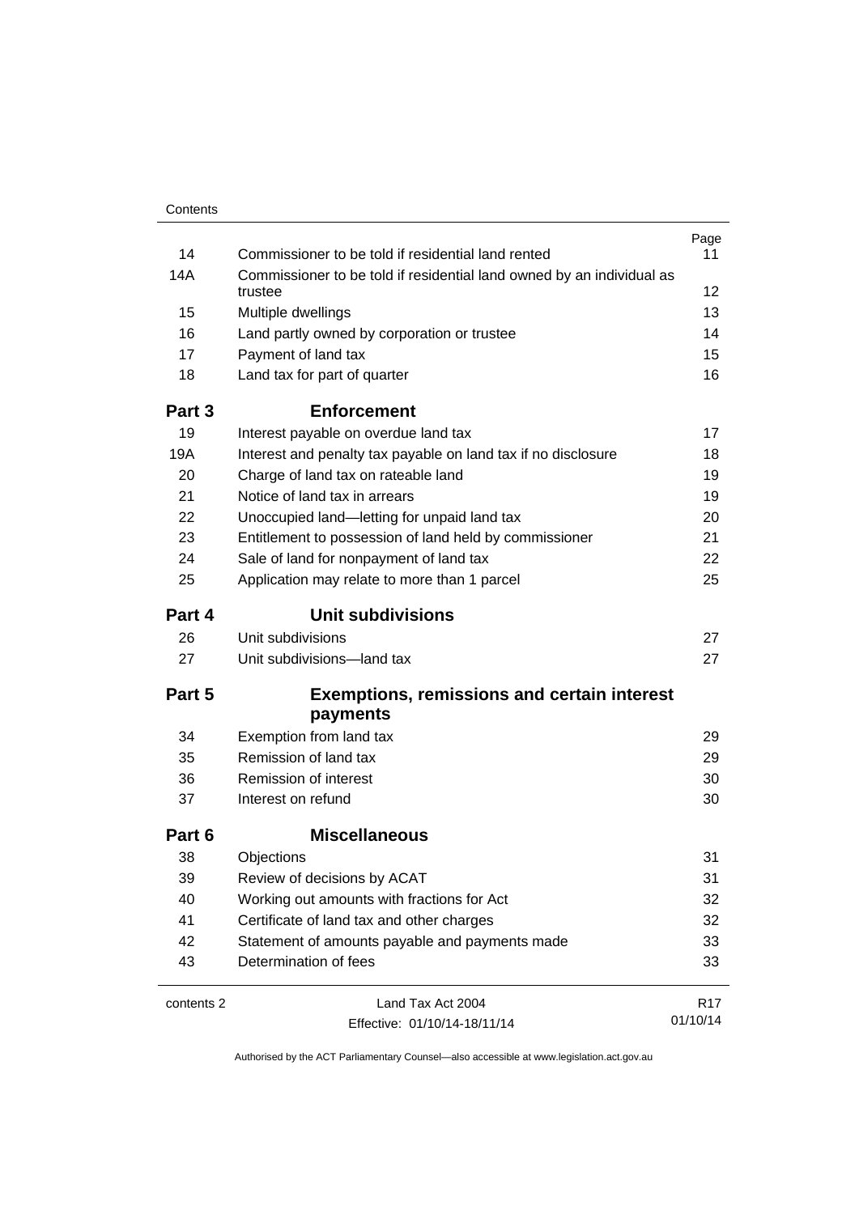| | | Page |
|---|---|---|
| 14 | Commissioner to be told if residential land rented | 11 |
| 14A | Commissioner to be told if residential land owned by an individual as trustee | 12 |
| 15 | Multiple dwellings | 13 |
| 16 | Land partly owned by corporation or trustee | 14 |
| 17 | Payment of land tax | 15 |
| 18 | Land tax for part of quarter | 16 |

## Part 3 Enforcement

| | | |
|---|---|---|
| 19 | Interest payable on overdue land tax | 17 |
| 19A | Interest and penalty tax payable on land tax if no disclosure | 18 |
| 20 | Charge of land tax on rateable land | 19 |
| 21 | Notice of land tax in arrears | 19 |
| 22 | Unoccupied land—letting for unpaid land tax | 20 |
| 23 | Entitlement to possession of land held by commissioner | 21 |
| 24 | Sale of land for nonpayment of land tax | 22 |
| 25 | Application may relate to more than 1 parcel | 25 |

## Part 4 Unit subdivisions

| | | |
|---|---|---|
| 26 | Unit subdivisions | 27 |
| 27 | Unit subdivisions—land tax | 27 |

## Part 5 Exemptions, remissions and certain interest payments

| | | |
|---|---|---|
| 34 | Exemption from land tax | 29 |
| 35 | Remission of land tax | 29 |
| 36 | Remission of interest | 30 |
| 37 | Interest on refund | 30 |

## Part 6 Miscellaneous

| | | |
|---|---|---|
| 38 | Objections | 31 |
| 39 | Review of decisions by ACAT | 31 |
| 40 | Working out amounts with fractions for Act | 32 |
| 41 | Certificate of land tax and other charges | 32 |
| 42 | Statement of amounts payable and payments made | 33 |
| 43 | Determination of fees | 33 |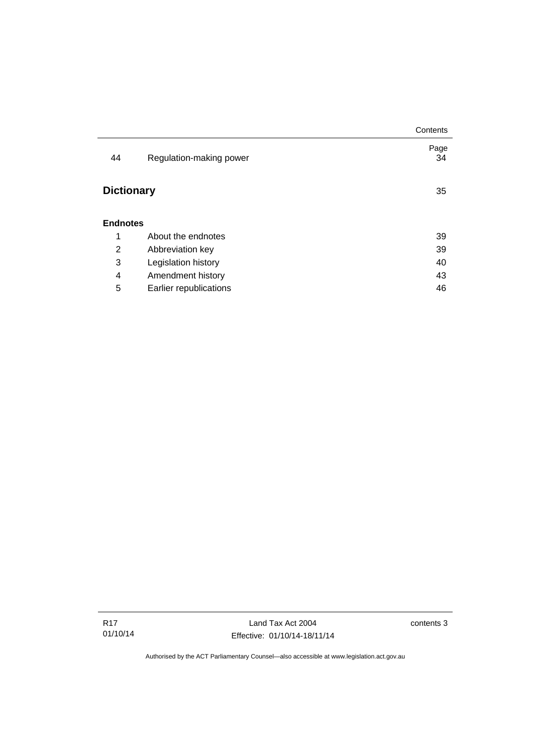| | | Page |
|---|---|---|
| 44 | Regulation-making power | 34 |

**Dictionary** 35

**Endnotes**

| | | |
|---|---|---|
| 1 | About the endnotes | 39 |
| 2 | Abbreviation key | 39 |
| 3 | Legislation history | 40 |
| 4 | Amendment history | 43 |
| 5 | Earlier republications | 46 |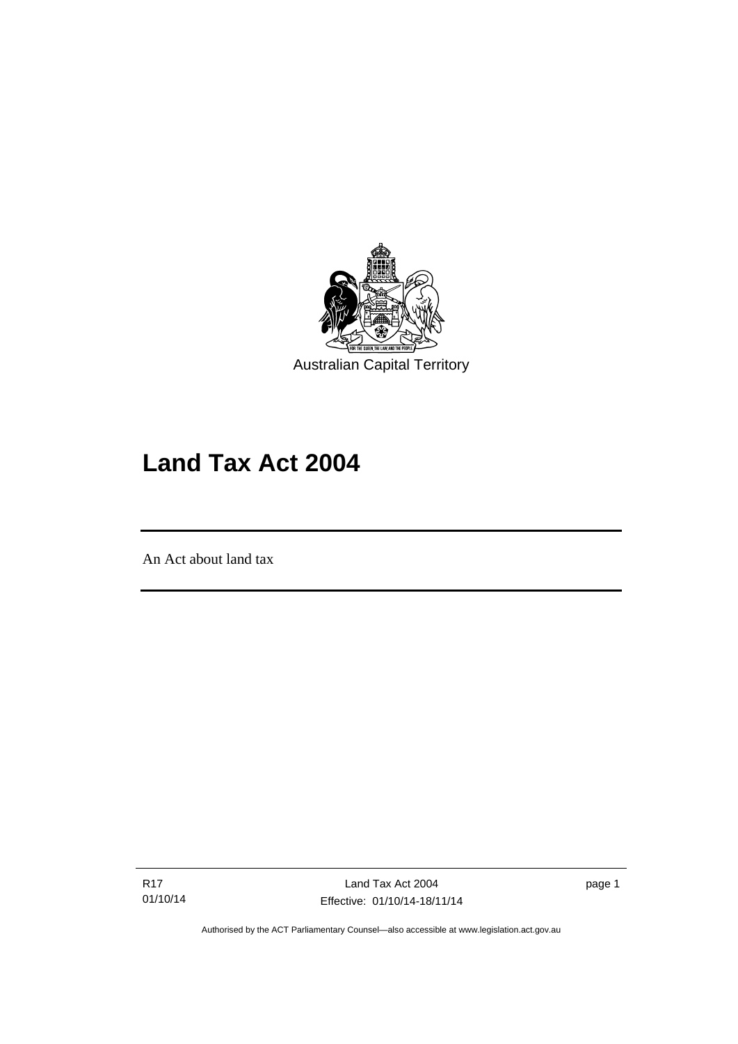Australian Capital Territory

# Land Tax Act 2004

An Act about land tax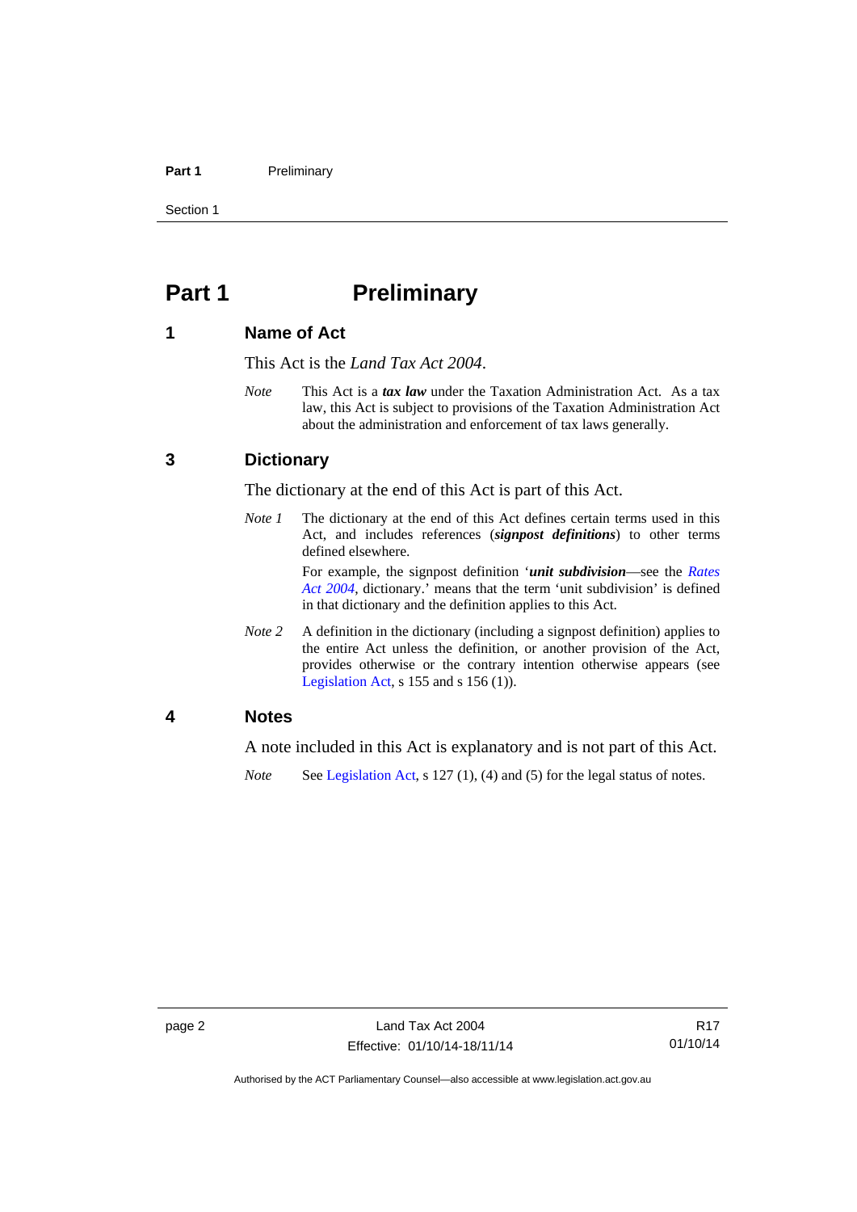# Part 1 Preliminary

## 1 Name of Act

This Act is the *Land Tax Act 2004*.

*Note* This Act is a ***tax law*** under the Taxation Administration Act. As a tax law, this Act is subject to provisions of the Taxation Administration Act about the administration and enforcement of tax laws generally.

## 3 Dictionary

The dictionary at the end of this Act is part of this Act.

*Note 1* The dictionary at the end of this Act defines certain terms used in this Act, and includes references (***signpost definitions***) to other terms defined elsewhere.

For example, the signpost definition '***unit subdivision***—see the *Rates Act 2004*, dictionary.' means that the term 'unit subdivision' is defined in that dictionary and the definition applies to this Act.

*Note 2* A definition in the dictionary (including a signpost definition) applies to the entire Act unless the definition, or another provision of the Act, provides otherwise or the contrary intention otherwise appears (see Legislation Act, s 155 and s 156 (1)).

## 4 Notes

A note included in this Act is explanatory and is not part of this Act.

*Note* See Legislation Act, s 127 (1), (4) and (5) for the legal status of notes.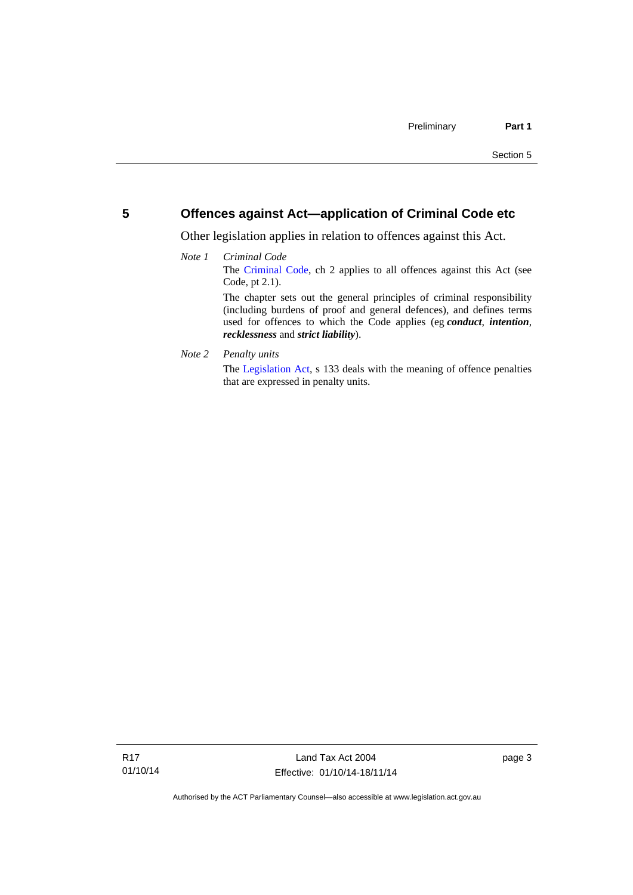## 5 Offences against Act—application of Criminal Code etc

Other legislation applies in relation to offences against this Act.

*Note 1* *Criminal Code*

The Criminal Code, ch 2 applies to all offences against this Act (see Code, pt 2.1).

The chapter sets out the general principles of criminal responsibility (including burdens of proof and general defences), and defines terms used for offences to which the Code applies (eg ***conduct***, ***intention***, ***recklessness*** and ***strict liability***).

*Note 2* *Penalty units*

The Legislation Act, s 133 deals with the meaning of offence penalties that are expressed in penalty units.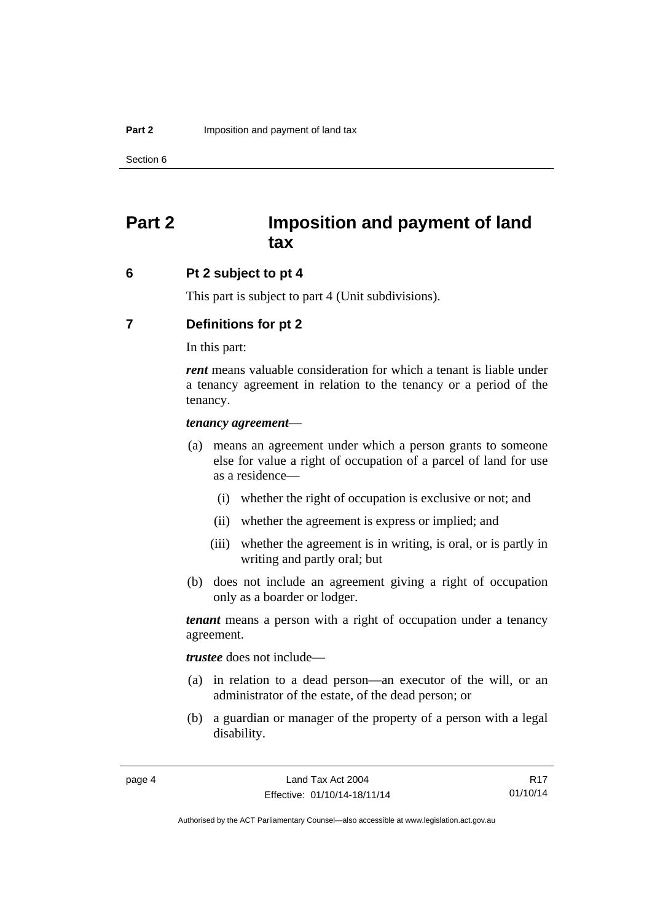# Part 2 Imposition and payment of land tax

## 6 Pt 2 subject to pt 4

This part is subject to part 4 (Unit subdivisions).

## 7 Definitions for pt 2

In this part:

***rent*** means valuable consideration for which a tenant is liable under a tenancy agreement in relation to the tenancy or a period of the tenancy.

***tenancy agreement***—

(a) means an agreement under which a person grants to someone else for value a right of occupation of a parcel of land for use as a residence—

(i) whether the right of occupation is exclusive or not; and

(ii) whether the agreement is express or implied; and

(iii) whether the agreement is in writing, is oral, or is partly in writing and partly oral; but

(b) does not include an agreement giving a right of occupation only as a boarder or lodger.

***tenant*** means a person with a right of occupation under a tenancy agreement.

***trustee*** does not include—

(a) in relation to a dead person—an executor of the will, or an administrator of the estate, of the dead person; or

(b) a guardian or manager of the property of a person with a legal disability.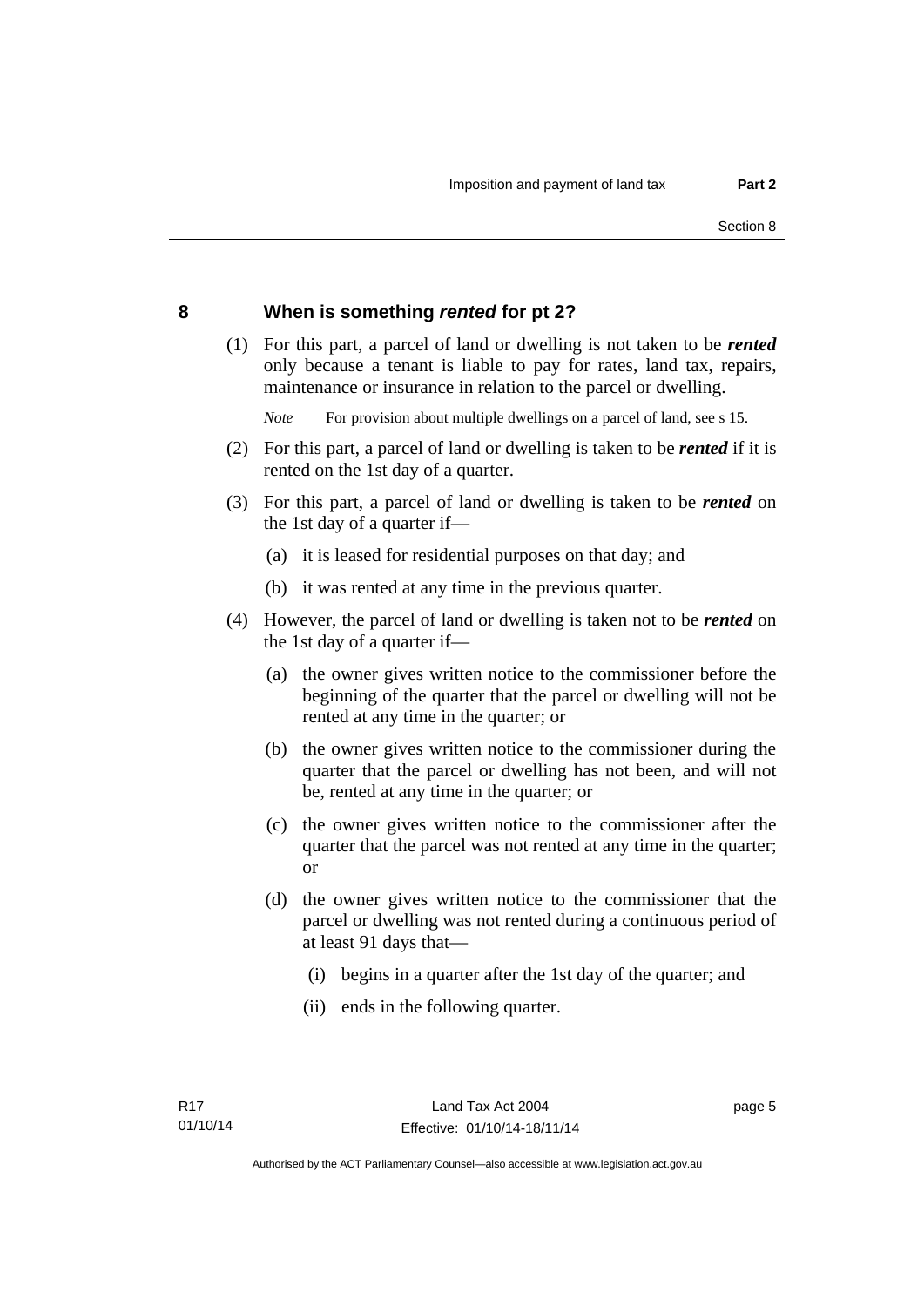## 8 When is something ***rented*** for pt 2?

(1) For this part, a parcel of land or dwelling is not taken to be ***rented*** only because a tenant is liable to pay for rates, land tax, repairs, maintenance or insurance in relation to the parcel or dwelling.

*Note* For provision about multiple dwellings on a parcel of land, see s 15.

(2) For this part, a parcel of land or dwelling is taken to be ***rented*** if it is rented on the 1st day of a quarter.

(3) For this part, a parcel of land or dwelling is taken to be ***rented*** on the 1st day of a quarter if—

(a) it is leased for residential purposes on that day; and

(b) it was rented at any time in the previous quarter.

(4) However, the parcel of land or dwelling is taken not to be ***rented*** on the 1st day of a quarter if—

(a) the owner gives written notice to the commissioner before the beginning of the quarter that the parcel or dwelling will not be rented at any time in the quarter; or

(b) the owner gives written notice to the commissioner during the quarter that the parcel or dwelling has not been, and will not be, rented at any time in the quarter; or

(c) the owner gives written notice to the commissioner after the quarter that the parcel was not rented at any time in the quarter; or

(d) the owner gives written notice to the commissioner that the parcel or dwelling was not rented during a continuous period of at least 91 days that—

(i) begins in a quarter after the 1st day of the quarter; and

(ii) ends in the following quarter.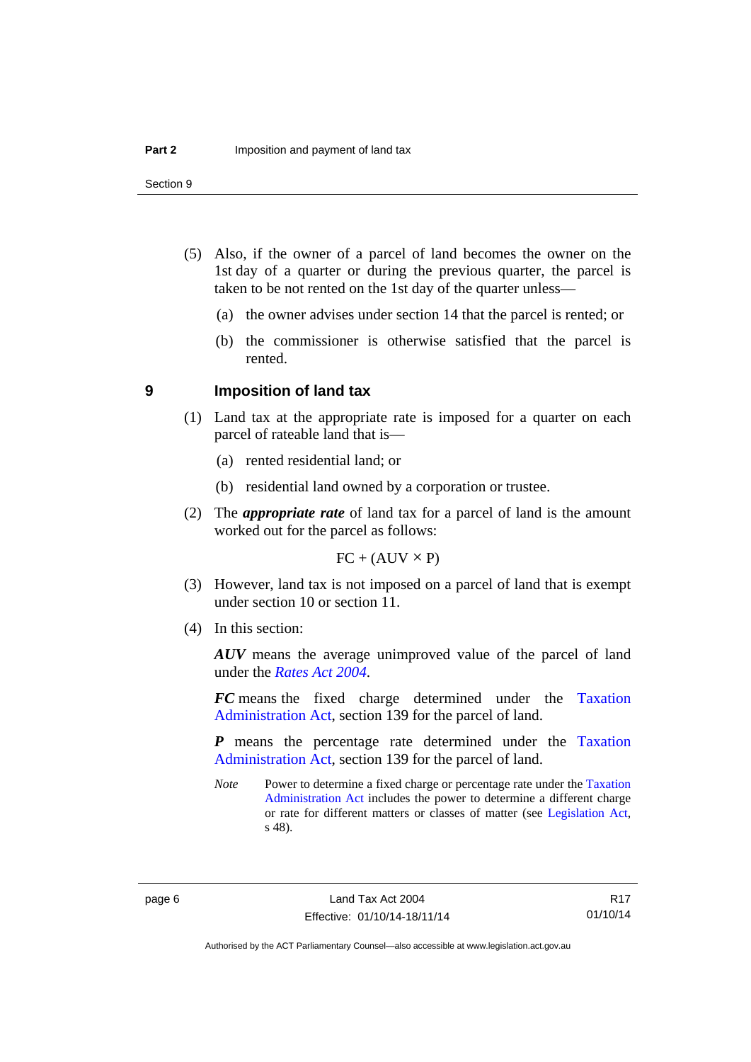(5) Also, if the owner of a parcel of land becomes the owner on the 1st day of a quarter or during the previous quarter, the parcel is taken to be not rented on the 1st day of the quarter unless—

(a) the owner advises under section 14 that the parcel is rented; or

(b) the commissioner is otherwise satisfied that the parcel is rented.

## 9 Imposition of land tax

(1) Land tax at the appropriate rate is imposed for a quarter on each parcel of rateable land that is—

(a) rented residential land; or

(b) residential land owned by a corporation or trustee.

(2) The ***appropriate rate*** of land tax for a parcel of land is the amount worked out for the parcel as follows:

$$FC + (AUV \times P)$$

(3) However, land tax is not imposed on a parcel of land that is exempt under section 10 or section 11.

(4) In this section:

***AUV*** means the average unimproved value of the parcel of land under the *Rates Act 2004*.

***FC*** means the fixed charge determined under the Taxation Administration Act, section 139 for the parcel of land.

***P*** means the percentage rate determined under the Taxation Administration Act, section 139 for the parcel of land.

*Note* Power to determine a fixed charge or percentage rate under the Taxation Administration Act includes the power to determine a different charge or rate for different matters or classes of matter (see Legislation Act, s 48).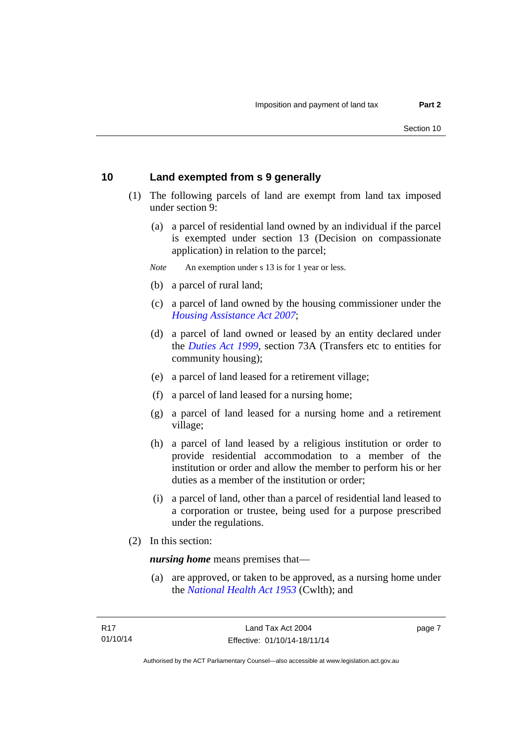## 10 Land exempted from s 9 generally

(1) The following parcels of land are exempt from land tax imposed under section 9:

(a) a parcel of residential land owned by an individual if the parcel is exempted under section 13 (Decision on compassionate application) in relation to the parcel;

*Note* An exemption under s 13 is for 1 year or less.

(b) a parcel of rural land;

(c) a parcel of land owned by the housing commissioner under the *Housing Assistance Act 2007*;

(d) a parcel of land owned or leased by an entity declared under the *Duties Act 1999*, section 73A (Transfers etc to entities for community housing);

(e) a parcel of land leased for a retirement village;

(f) a parcel of land leased for a nursing home;

(g) a parcel of land leased for a nursing home and a retirement village;

(h) a parcel of land leased by a religious institution or order to provide residential accommodation to a member of the institution or order and allow the member to perform his or her duties as a member of the institution or order;

(i) a parcel of land, other than a parcel of residential land leased to a corporation or trustee, being used for a purpose prescribed under the regulations.

(2) In this section:

***nursing home*** means premises that—

(a) are approved, or taken to be approved, as a nursing home under the *National Health Act 1953* (Cwlth); and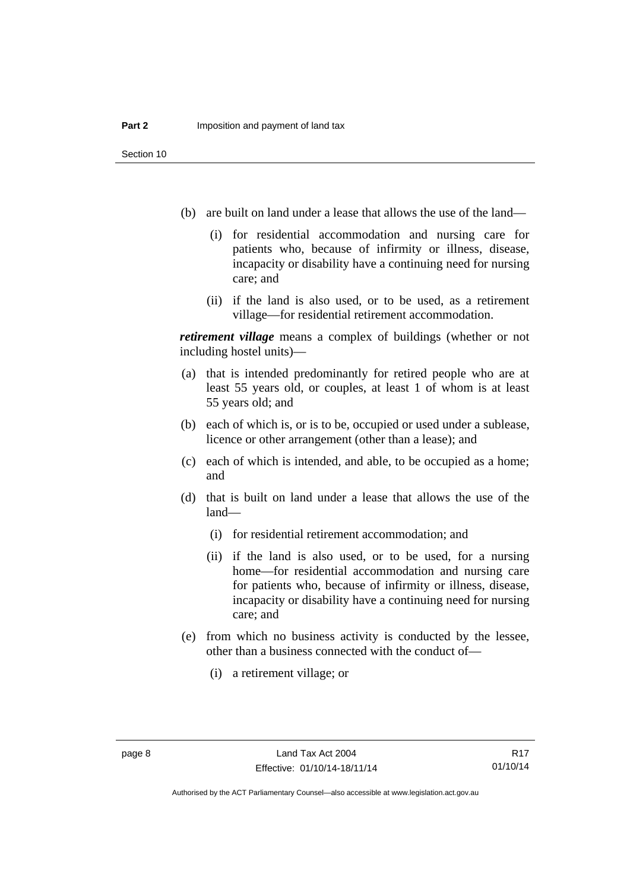(b) are built on land under a lease that allows the use of the land—

   (i) for residential accommodation and nursing care for patients who, because of infirmity or illness, disease, incapacity or disability have a continuing need for nursing care; and

   (ii) if the land is also used, or to be used, as a retirement village—for residential retirement accommodation.

***retirement village*** means a complex of buildings (whether or not including hostel units)—

(a) that is intended predominantly for retired people who are at least 55 years old, or couples, at least 1 of whom is at least 55 years old; and

(b) each of which is, or is to be, occupied or used under a sublease, licence or other arrangement (other than a lease); and

(c) each of which is intended, and able, to be occupied as a home; and

(d) that is built on land under a lease that allows the use of the land—

   (i) for residential retirement accommodation; and

   (ii) if the land is also used, or to be used, for a nursing home—for residential accommodation and nursing care for patients who, because of infirmity or illness, disease, incapacity or disability have a continuing need for nursing care; and

(e) from which no business activity is conducted by the lessee, other than a business connected with the conduct of—

   (i) a retirement village; or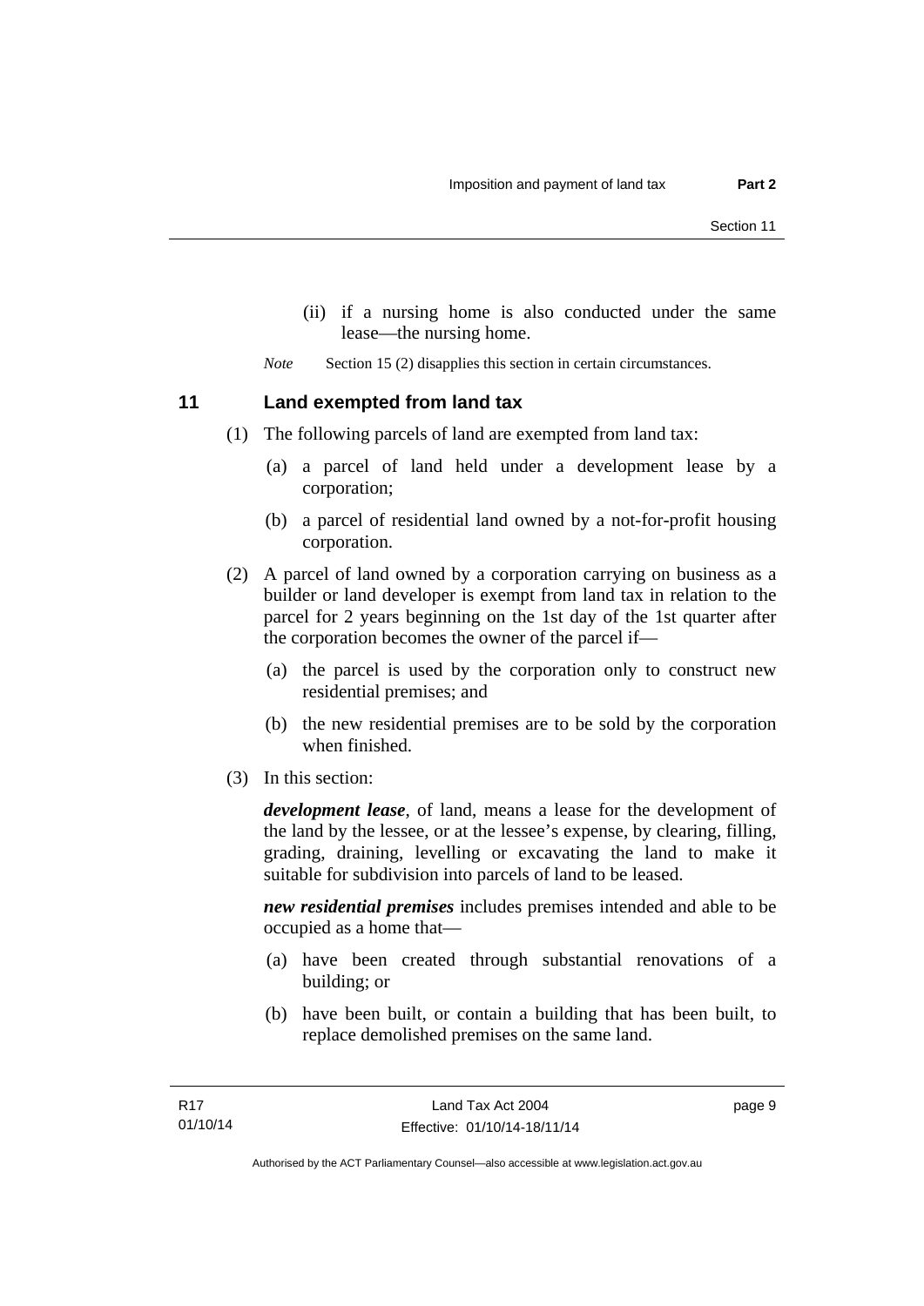(ii) if a nursing home is also conducted under the same lease—the nursing home.

*Note* Section 15 (2) disapplies this section in certain circumstances.

## 11 Land exempted from land tax

(1) The following parcels of land are exempted from land tax:

(a) a parcel of land held under a development lease by a corporation;

(b) a parcel of residential land owned by a not-for-profit housing corporation.

(2) A parcel of land owned by a corporation carrying on business as a builder or land developer is exempt from land tax in relation to the parcel for 2 years beginning on the 1st day of the 1st quarter after the corporation becomes the owner of the parcel if—

(a) the parcel is used by the corporation only to construct new residential premises; and

(b) the new residential premises are to be sold by the corporation when finished.

(3) In this section:

***development lease***, of land, means a lease for the development of the land by the lessee, or at the lessee's expense, by clearing, filling, grading, draining, levelling or excavating the land to make it suitable for subdivision into parcels of land to be leased.

***new residential premises*** includes premises intended and able to be occupied as a home that—

(a) have been created through substantial renovations of a building; or

(b) have been built, or contain a building that has been built, to replace demolished premises on the same land.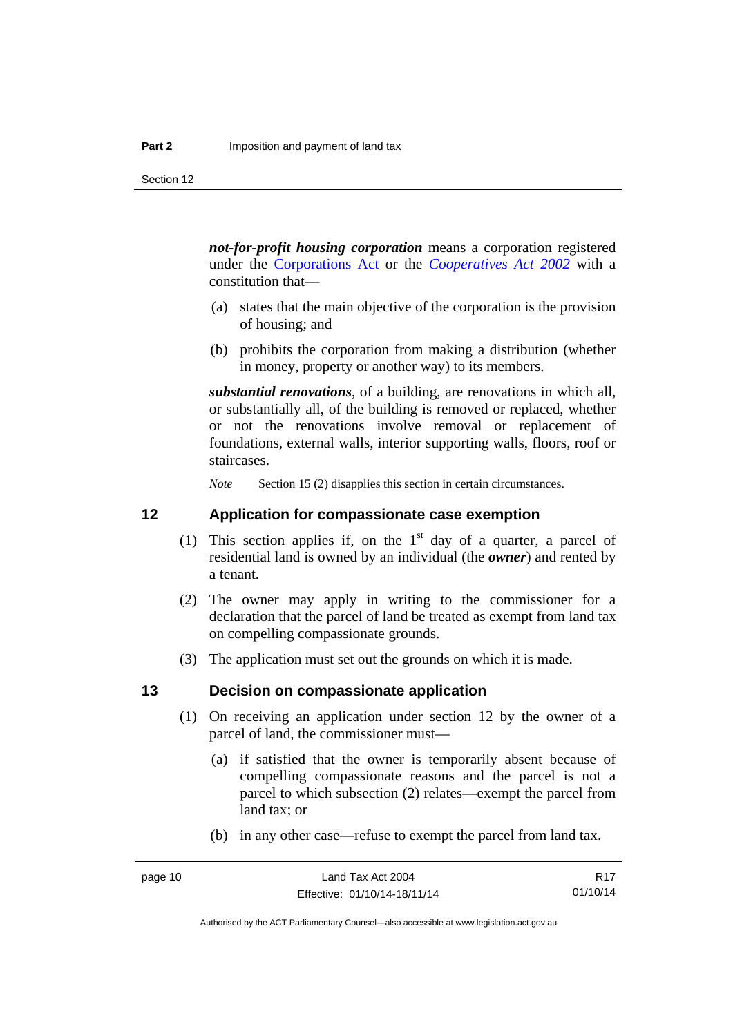***not-for-profit housing corporation*** means a corporation registered under the Corporations Act or the *Cooperatives Act 2002* with a constitution that—

(a) states that the main objective of the corporation is the provision of housing; and

(b) prohibits the corporation from making a distribution (whether in money, property or another way) to its members.

***substantial renovations***, of a building, are renovations in which all, or substantially all, of the building is removed or replaced, whether or not the renovations involve removal or replacement of foundations, external walls, interior supporting walls, floors, roof or staircases.

*Note* Section 15 (2) disapplies this section in certain circumstances.

## 12 Application for compassionate case exemption

(1) This section applies if, on the 1st day of a quarter, a parcel of residential land is owned by an individual (the ***owner***) and rented by a tenant.

(2) The owner may apply in writing to the commissioner for a declaration that the parcel of land be treated as exempt from land tax on compelling compassionate grounds.

(3) The application must set out the grounds on which it is made.

## 13 Decision on compassionate application

(1) On receiving an application under section 12 by the owner of a parcel of land, the commissioner must—

(a) if satisfied that the owner is temporarily absent because of compelling compassionate reasons and the parcel is not a parcel to which subsection (2) relates—exempt the parcel from land tax; or

(b) in any other case—refuse to exempt the parcel from land tax.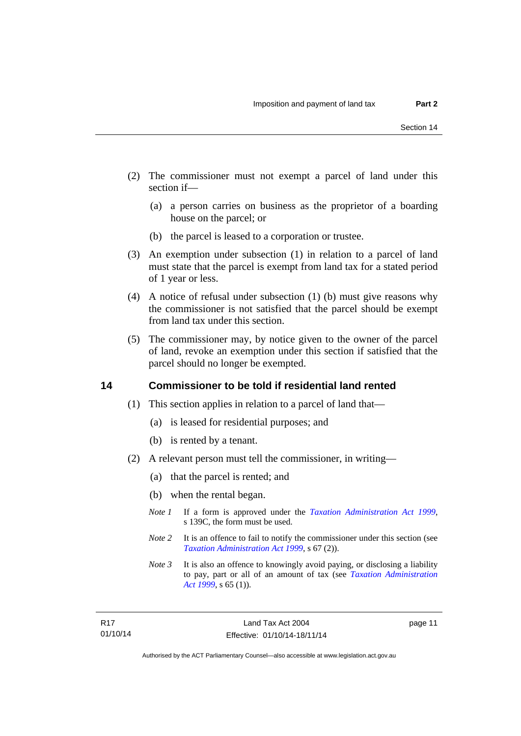(2) The commissioner must not exempt a parcel of land under this section if—

(a) a person carries on business as the proprietor of a boarding house on the parcel; or

(b) the parcel is leased to a corporation or trustee.

(3) An exemption under subsection (1) in relation to a parcel of land must state that the parcel is exempt from land tax for a stated period of 1 year or less.

(4) A notice of refusal under subsection (1) (b) must give reasons why the commissioner is not satisfied that the parcel should be exempt from land tax under this section.

(5) The commissioner may, by notice given to the owner of the parcel of land, revoke an exemption under this section if satisfied that the parcel should no longer be exempted.

## 14 Commissioner to be told if residential land rented

(1) This section applies in relation to a parcel of land that—

(a) is leased for residential purposes; and

(b) is rented by a tenant.

(2) A relevant person must tell the commissioner, in writing—

(a) that the parcel is rented; and

(b) when the rental began.

*Note 1* If a form is approved under the *Taxation Administration Act 1999*, s 139C, the form must be used.

*Note 2* It is an offence to fail to notify the commissioner under this section (see *Taxation Administration Act 1999*, s 67 (2)).

*Note 3* It is also an offence to knowingly avoid paying, or disclosing a liability to pay, part or all of an amount of tax (see *Taxation Administration Act 1999*, s 65 (1)).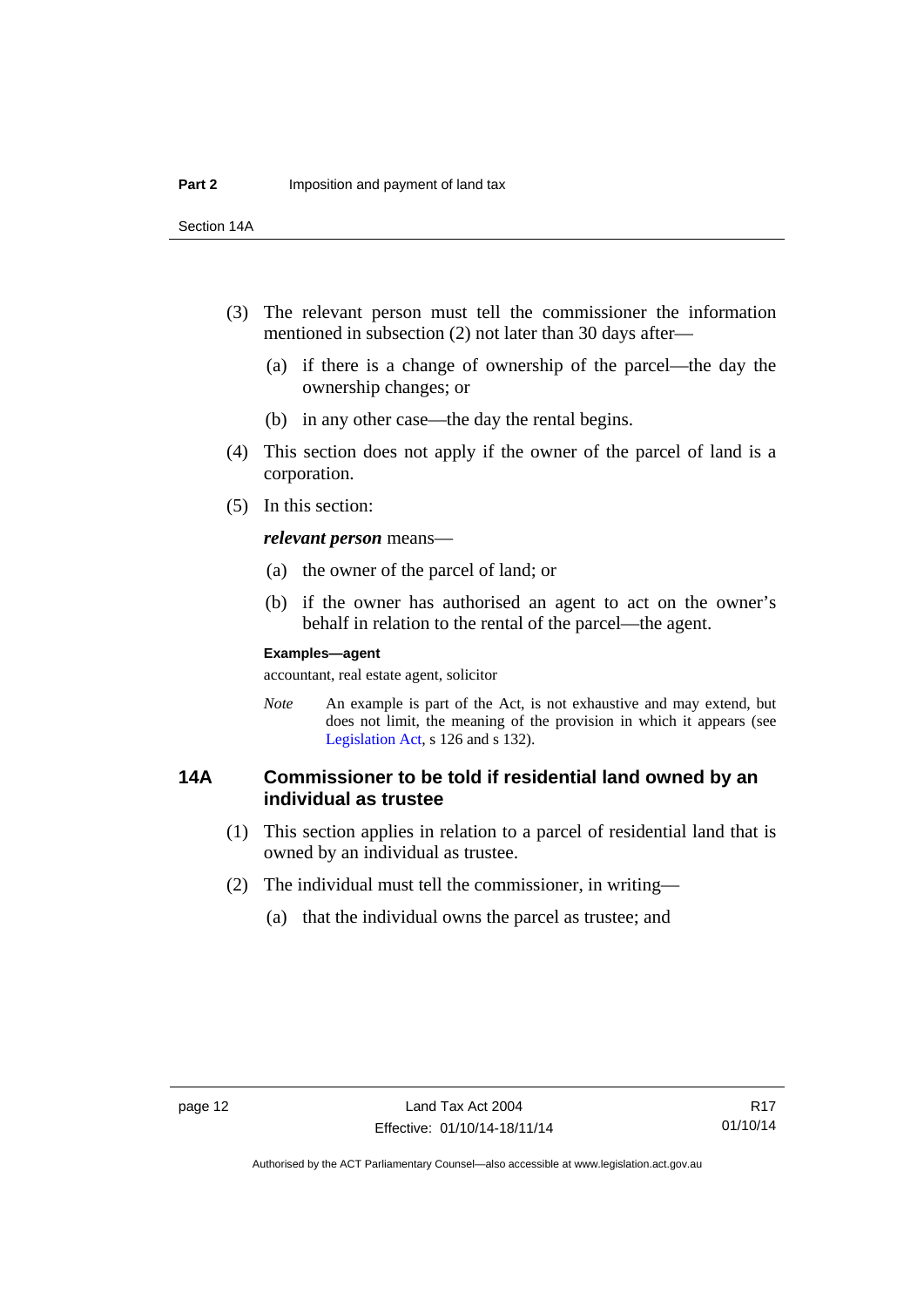(3) The relevant person must tell the commissioner the information mentioned in subsection (2) not later than 30 days after—

(a) if there is a change of ownership of the parcel—the day the ownership changes; or

(b) in any other case—the day the rental begins.

(4) This section does not apply if the owner of the parcel of land is a corporation.

(5) In this section:

***relevant person*** means—

(a) the owner of the parcel of land; or

(b) if the owner has authorised an agent to act on the owner's behalf in relation to the rental of the parcel—the agent.

**Examples—agent**

accountant, real estate agent, solicitor

*Note* An example is part of the Act, is not exhaustive and may extend, but does not limit, the meaning of the provision in which it appears (see Legislation Act, s 126 and s 132).

### 14A Commissioner to be told if residential land owned by an individual as trustee

(1) This section applies in relation to a parcel of residential land that is owned by an individual as trustee.

(2) The individual must tell the commissioner, in writing—

(a) that the individual owns the parcel as trustee; and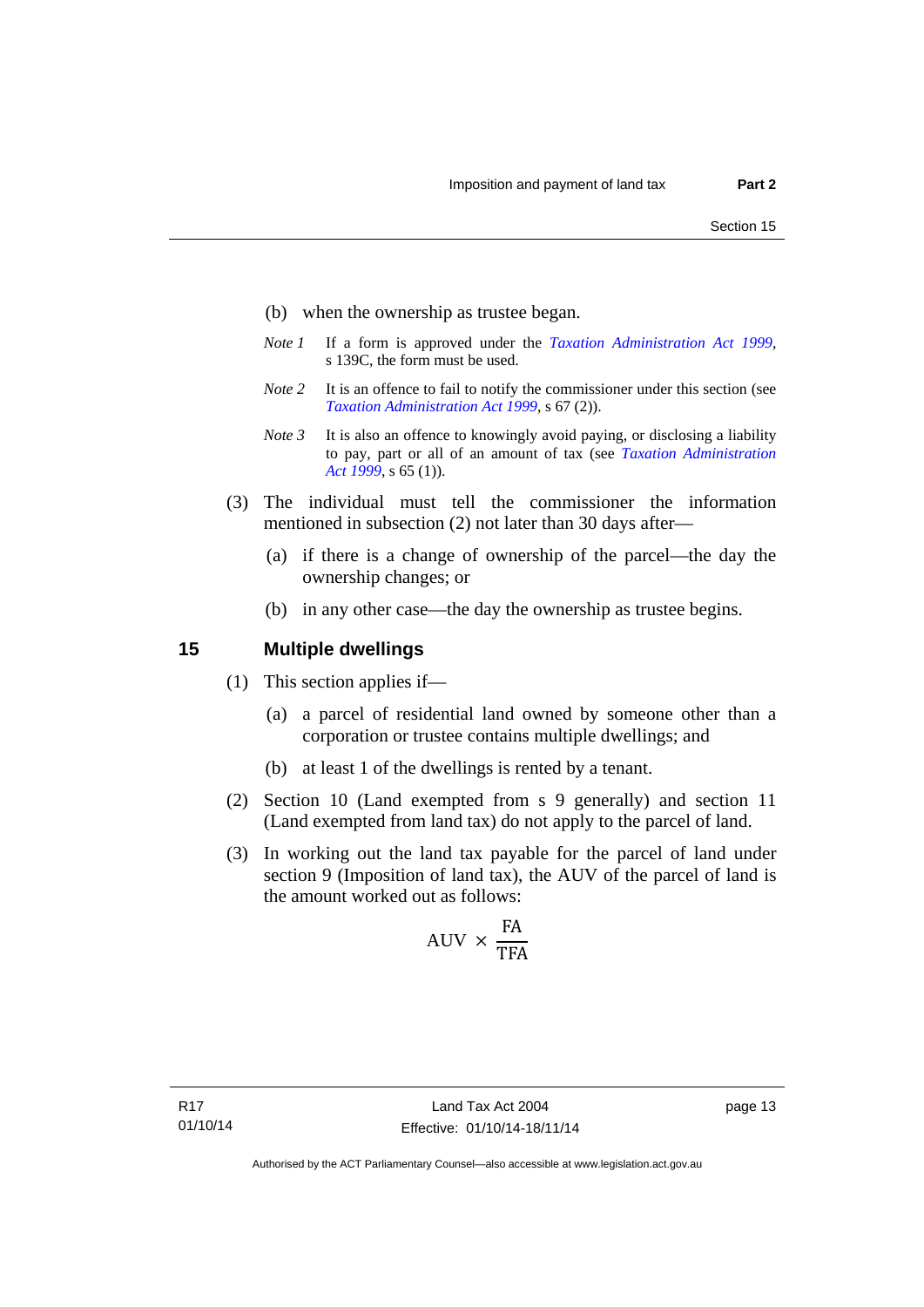(b) when the ownership as trustee began.

*Note 1* If a form is approved under the *Taxation Administration Act 1999*, s 139C, the form must be used.

*Note 2* It is an offence to fail to notify the commissioner under this section (see *Taxation Administration Act 1999*, s 67 (2)).

*Note 3* It is also an offence to knowingly avoid paying, or disclosing a liability to pay, part or all of an amount of tax (see *Taxation Administration Act 1999*, s 65 (1)).

(3) The individual must tell the commissioner the information mentioned in subsection (2) not later than 30 days after—

(a) if there is a change of ownership of the parcel—the day the ownership changes; or

(b) in any other case—the day the ownership as trustee begins.

## 15 Multiple dwellings

(1) This section applies if—

(a) a parcel of residential land owned by someone other than a corporation or trustee contains multiple dwellings; and

(b) at least 1 of the dwellings is rented by a tenant.

(2) Section 10 (Land exempted from s 9 generally) and section 11 (Land exempted from land tax) do not apply to the parcel of land.

(3) In working out the land tax payable for the parcel of land under section 9 (Imposition of land tax), the AUV of the parcel of land is the amount worked out as follows:

$$\text{AUV} \times \frac{\text{FA}}{\text{TFA}}$$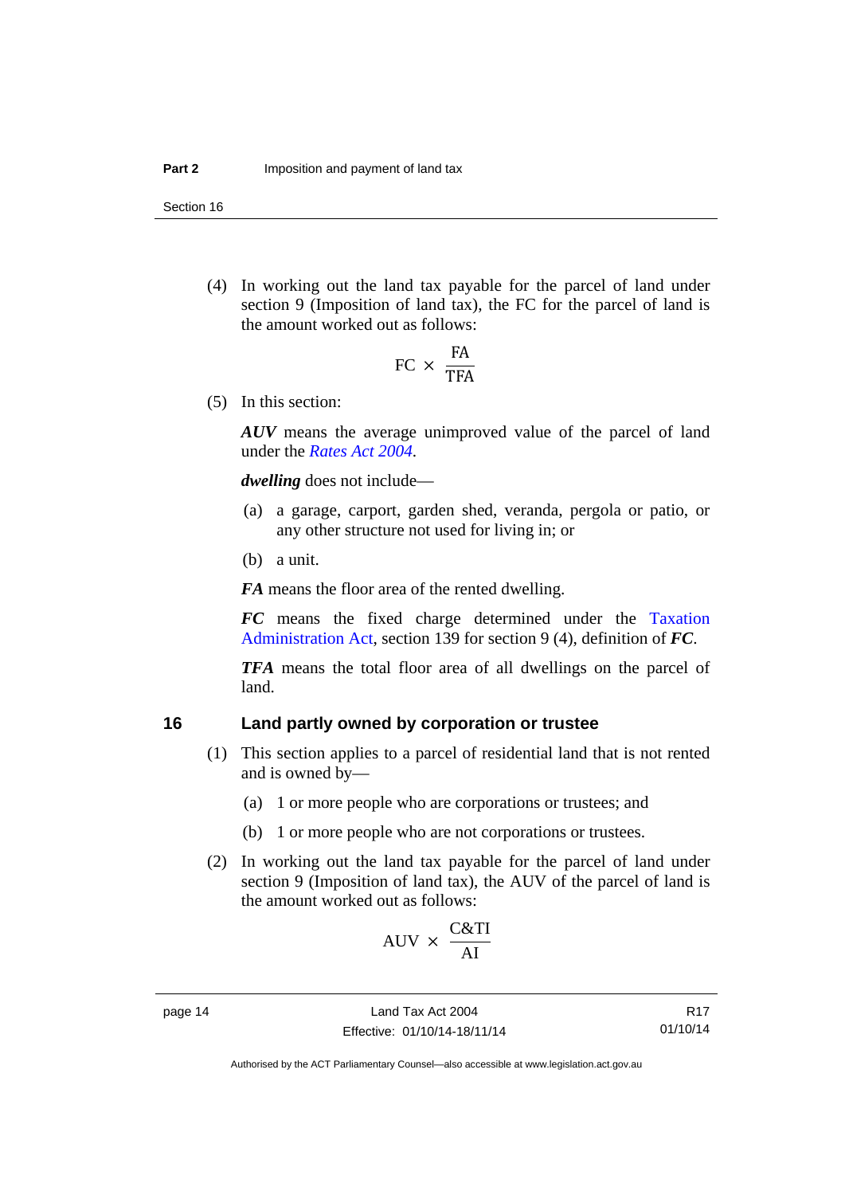(4) In working out the land tax payable for the parcel of land under section 9 (Imposition of land tax), the FC for the parcel of land is the amount worked out as follows:

$$\text{FC} \times \frac{\text{FA}}{\text{TFA}}$$

(5) In this section:

***AUV*** means the average unimproved value of the parcel of land under the *Rates Act 2004*.

***dwelling*** does not include—

(a) a garage, carport, garden shed, veranda, pergola or patio, or any other structure not used for living in; or

(b) a unit.

***FA*** means the floor area of the rented dwelling.

***FC*** means the fixed charge determined under the Taxation Administration Act, section 139 for section 9 (4), definition of ***FC***.

***TFA*** means the total floor area of all dwellings on the parcel of land.

## 16 Land partly owned by corporation or trustee

(1) This section applies to a parcel of residential land that is not rented and is owned by—

(a) 1 or more people who are corporations or trustees; and

(b) 1 or more people who are not corporations or trustees.

(2) In working out the land tax payable for the parcel of land under section 9 (Imposition of land tax), the AUV of the parcel of land is the amount worked out as follows:

$$\text{AUV} \times \frac{\text{C\&TI}}{\text{AI}}$$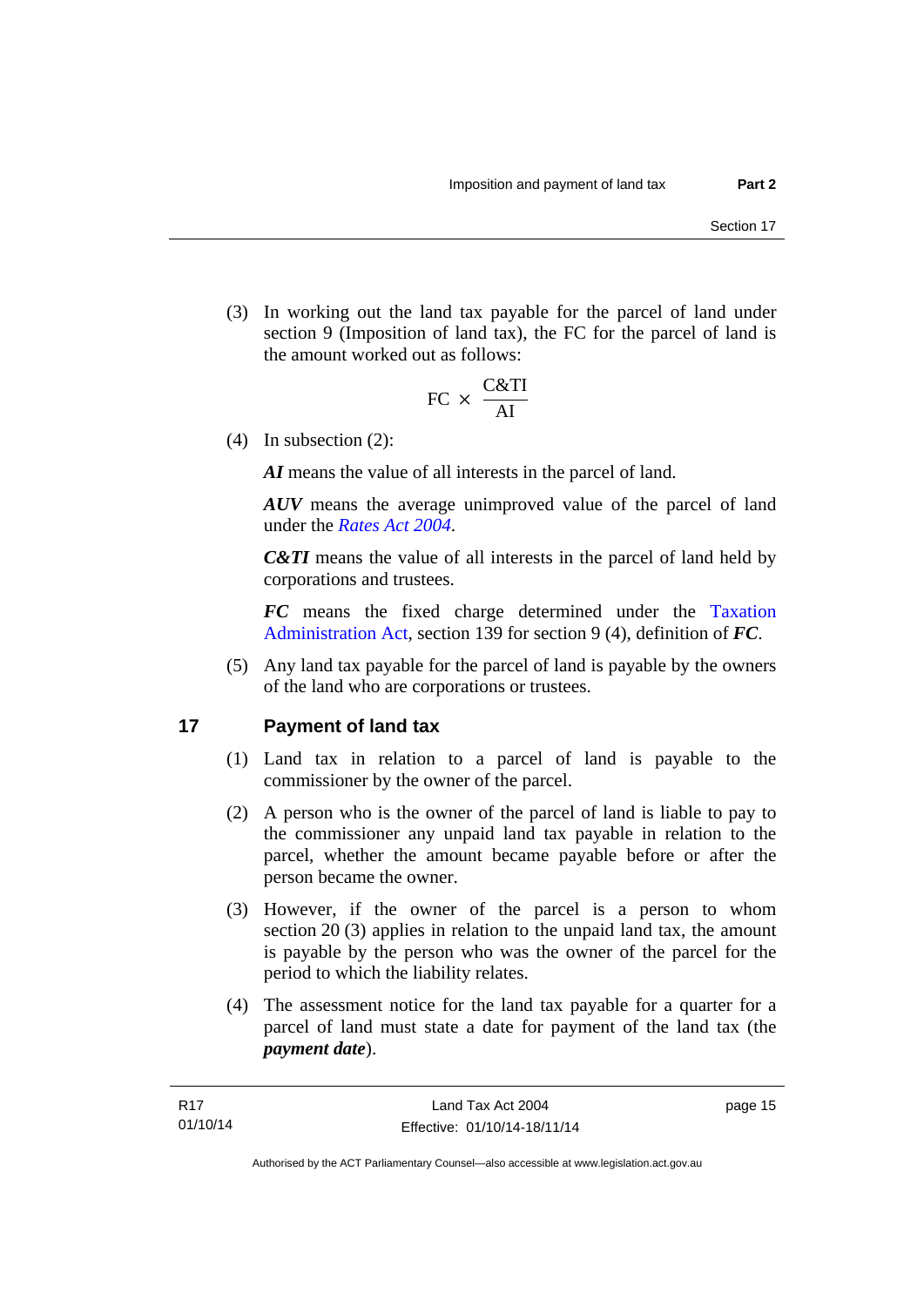(3) In working out the land tax payable for the parcel of land under section 9 (Imposition of land tax), the FC for the parcel of land is the amount worked out as follows:

$$FC \times \frac{C\&TI}{AI}$$

(4) In subsection (2):

***AI*** means the value of all interests in the parcel of land.

***AUV*** means the average unimproved value of the parcel of land under the *Rates Act 2004*.

***C&TI*** means the value of all interests in the parcel of land held by corporations and trustees.

***FC*** means the fixed charge determined under the Taxation Administration Act, section 139 for section 9 (4), definition of ***FC***.

(5) Any land tax payable for the parcel of land is payable by the owners of the land who are corporations or trustees.

## 17 Payment of land tax

(1) Land tax in relation to a parcel of land is payable to the commissioner by the owner of the parcel.

(2) A person who is the owner of the parcel of land is liable to pay to the commissioner any unpaid land tax payable in relation to the parcel, whether the amount became payable before or after the person became the owner.

(3) However, if the owner of the parcel is a person to whom section 20 (3) applies in relation to the unpaid land tax, the amount is payable by the person who was the owner of the parcel for the period to which the liability relates.

(4) The assessment notice for the land tax payable for a quarter for a parcel of land must state a date for payment of the land tax (the ***payment date***).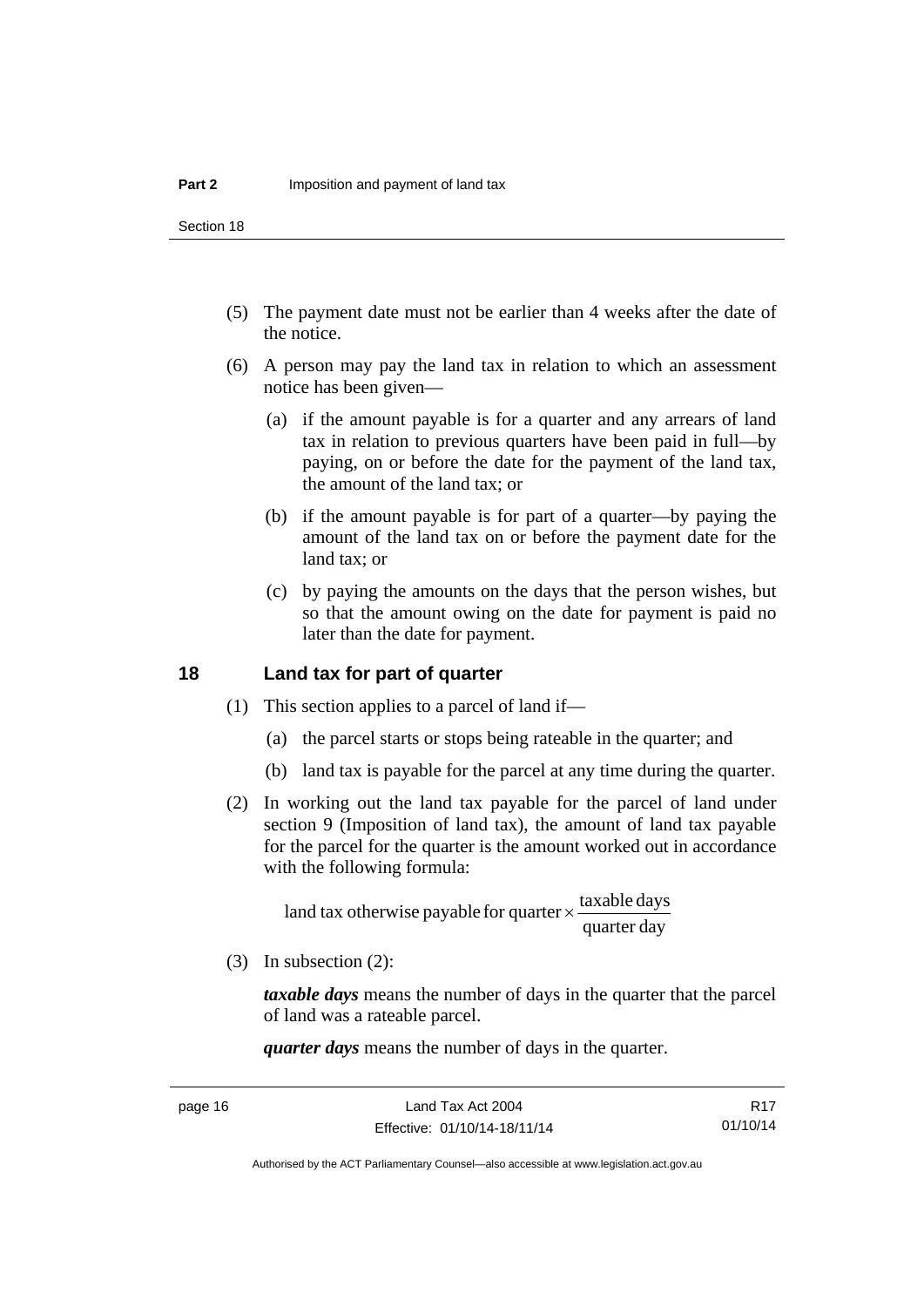(5) The payment date must not be earlier than 4 weeks after the date of the notice.

(6) A person may pay the land tax in relation to which an assessment notice has been given—

(a) if the amount payable is for a quarter and any arrears of land tax in relation to previous quarters have been paid in full—by paying, on or before the date for the payment of the land tax, the amount of the land tax; or

(b) if the amount payable is for part of a quarter—by paying the amount of the land tax on or before the payment date for the land tax; or

(c) by paying the amounts on the days that the person wishes, but so that the amount owing on the date for payment is paid no later than the date for payment.

## 18 Land tax for part of quarter

(1) This section applies to a parcel of land if—

(a) the parcel starts or stops being rateable in the quarter; and

(b) land tax is payable for the parcel at any time during the quarter.

(2) In working out the land tax payable for the parcel of land under section 9 (Imposition of land tax), the amount of land tax payable for the parcel for the quarter is the amount worked out in accordance with the following formula:

$$\text{land tax otherwise payable for quarter} \times \frac{\text{taxable days}}{\text{quarter day}}$$

(3) In subsection (2):

***taxable days*** means the number of days in the quarter that the parcel of land was a rateable parcel.

***quarter days*** means the number of days in the quarter.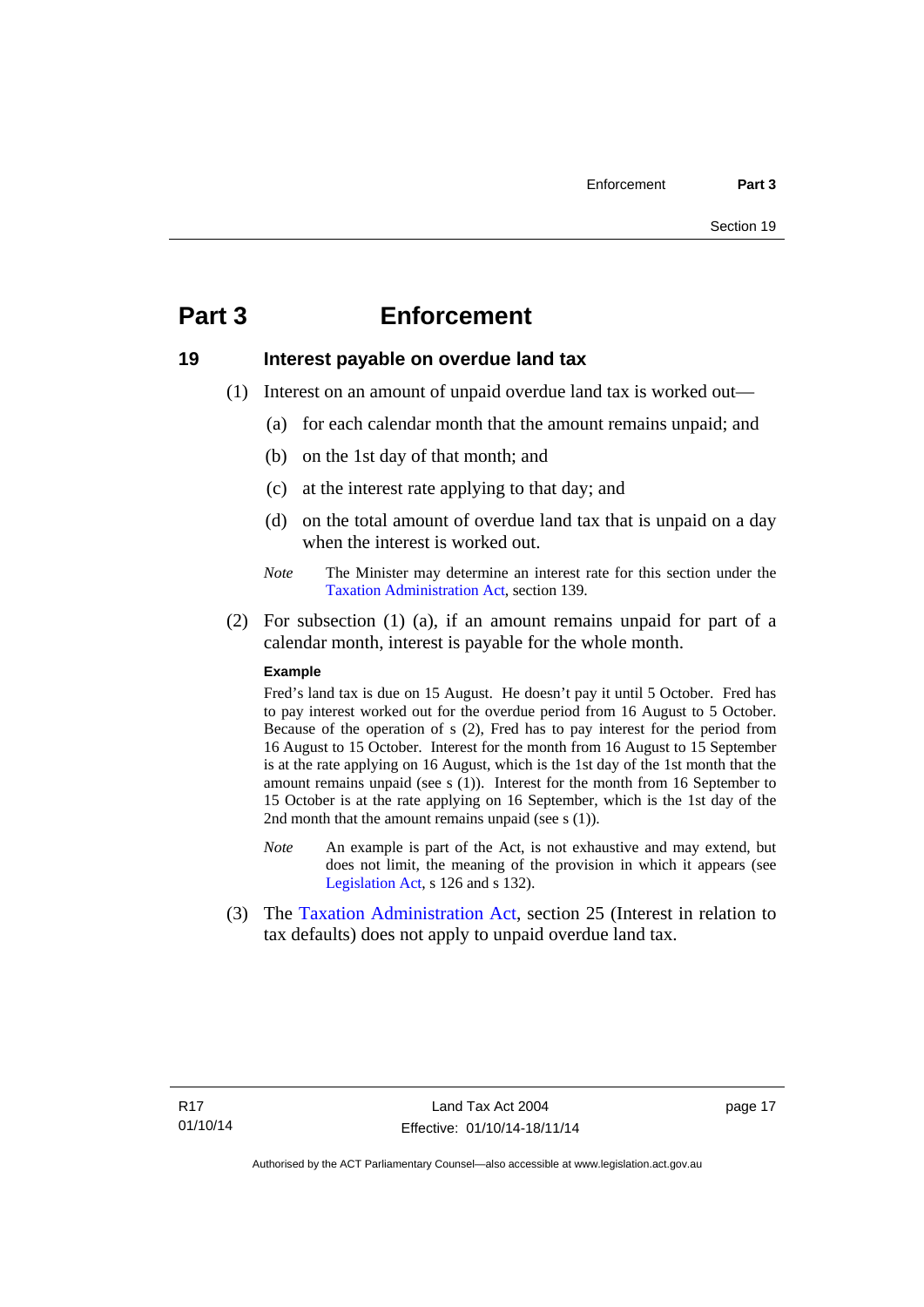# Part 3 Enforcement

## 19 Interest payable on overdue land tax

(1) Interest on an amount of unpaid overdue land tax is worked out—

(a) for each calendar month that the amount remains unpaid; and

(b) on the 1st day of that month; and

(c) at the interest rate applying to that day; and

(d) on the total amount of overdue land tax that is unpaid on a day when the interest is worked out.

*Note* The Minister may determine an interest rate for this section under the Taxation Administration Act, section 139.

(2) For subsection (1) (a), if an amount remains unpaid for part of a calendar month, interest is payable for the whole month.

**Example**

Fred's land tax is due on 15 August. He doesn't pay it until 5 October. Fred has to pay interest worked out for the overdue period from 16 August to 5 October. Because of the operation of s (2), Fred has to pay interest for the period from 16 August to 15 October. Interest for the month from 16 August to 15 September is at the rate applying on 16 August, which is the 1st day of the 1st month that the amount remains unpaid (see s (1)). Interest for the month from 16 September to 15 October is at the rate applying on 16 September, which is the 1st day of the 2nd month that the amount remains unpaid (see s (1)).

*Note* An example is part of the Act, is not exhaustive and may extend, but does not limit, the meaning of the provision in which it appears (see Legislation Act, s 126 and s 132).

(3) The Taxation Administration Act, section 25 (Interest in relation to tax defaults) does not apply to unpaid overdue land tax.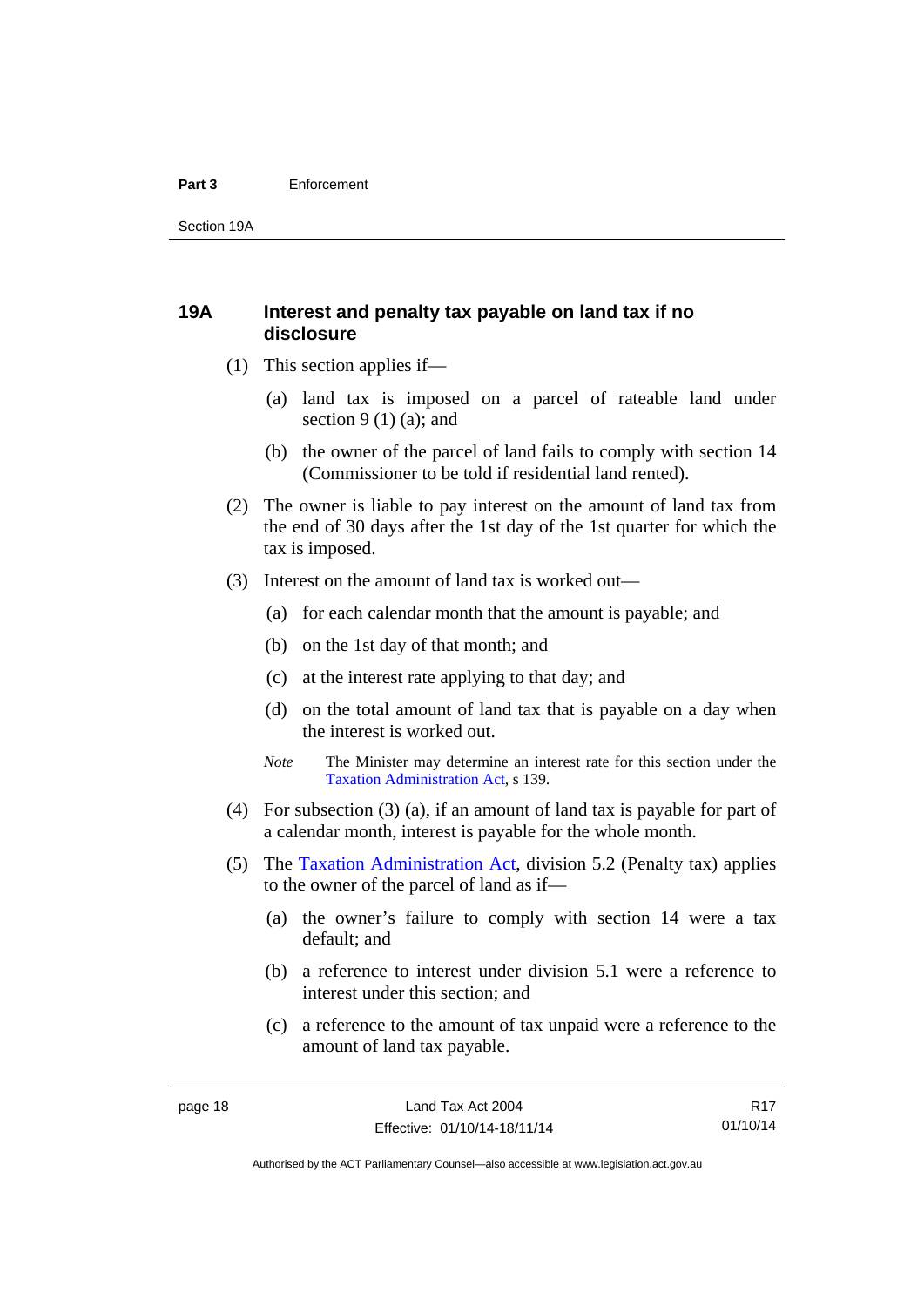## 19A Interest and penalty tax payable on land tax if no disclosure

(1) This section applies if—

(a) land tax is imposed on a parcel of rateable land under section 9 (1) (a); and

(b) the owner of the parcel of land fails to comply with section 14 (Commissioner to be told if residential land rented).

(2) The owner is liable to pay interest on the amount of land tax from the end of 30 days after the 1st day of the 1st quarter for which the tax is imposed.

(3) Interest on the amount of land tax is worked out—

(a) for each calendar month that the amount is payable; and

(b) on the 1st day of that month; and

(c) at the interest rate applying to that day; and

(d) on the total amount of land tax that is payable on a day when the interest is worked out.

*Note* The Minister may determine an interest rate for this section under the Taxation Administration Act, s 139.

(4) For subsection (3) (a), if an amount of land tax is payable for part of a calendar month, interest is payable for the whole month.

(5) The Taxation Administration Act, division 5.2 (Penalty tax) applies to the owner of the parcel of land as if—

(a) the owner's failure to comply with section 14 were a tax default; and

(b) a reference to interest under division 5.1 were a reference to interest under this section; and

(c) a reference to the amount of tax unpaid were a reference to the amount of land tax payable.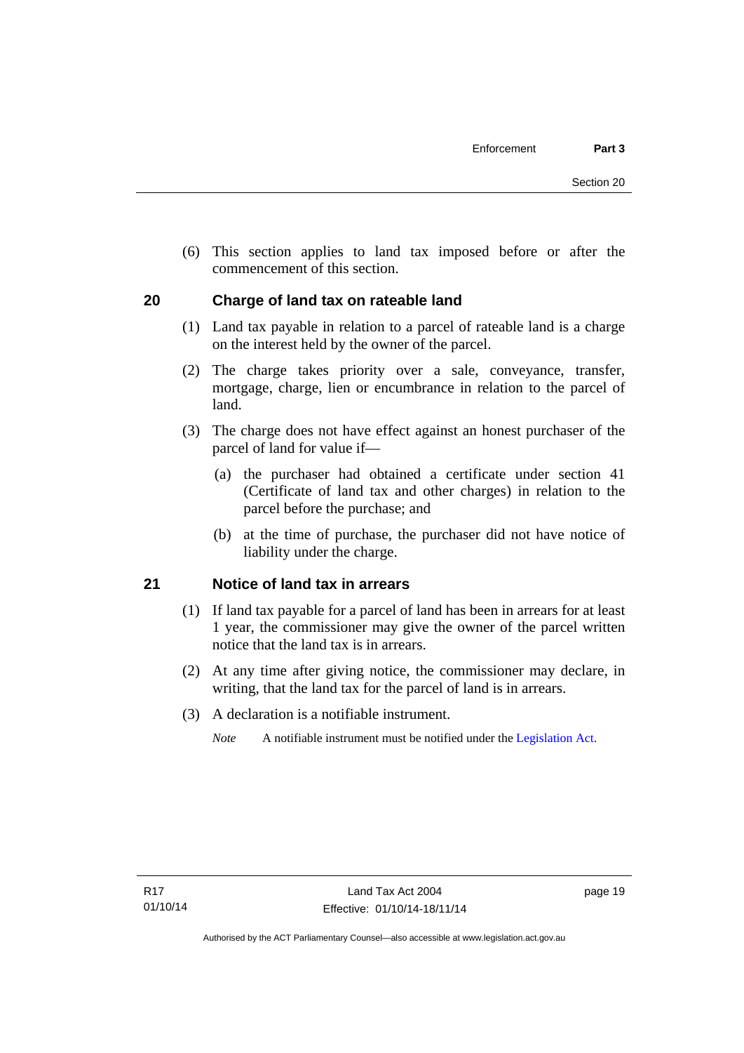(6) This section applies to land tax imposed before or after the commencement of this section.

## 20 Charge of land tax on rateable land

(1) Land tax payable in relation to a parcel of rateable land is a charge on the interest held by the owner of the parcel.

(2) The charge takes priority over a sale, conveyance, transfer, mortgage, charge, lien or encumbrance in relation to the parcel of land.

(3) The charge does not have effect against an honest purchaser of the parcel of land for value if—

(a) the purchaser had obtained a certificate under section 41 (Certificate of land tax and other charges) in relation to the parcel before the purchase; and

(b) at the time of purchase, the purchaser did not have notice of liability under the charge.

## 21 Notice of land tax in arrears

(1) If land tax payable for a parcel of land has been in arrears for at least 1 year, the commissioner may give the owner of the parcel written notice that the land tax is in arrears.

(2) At any time after giving notice, the commissioner may declare, in writing, that the land tax for the parcel of land is in arrears.

(3) A declaration is a notifiable instrument.

*Note* A notifiable instrument must be notified under the Legislation Act.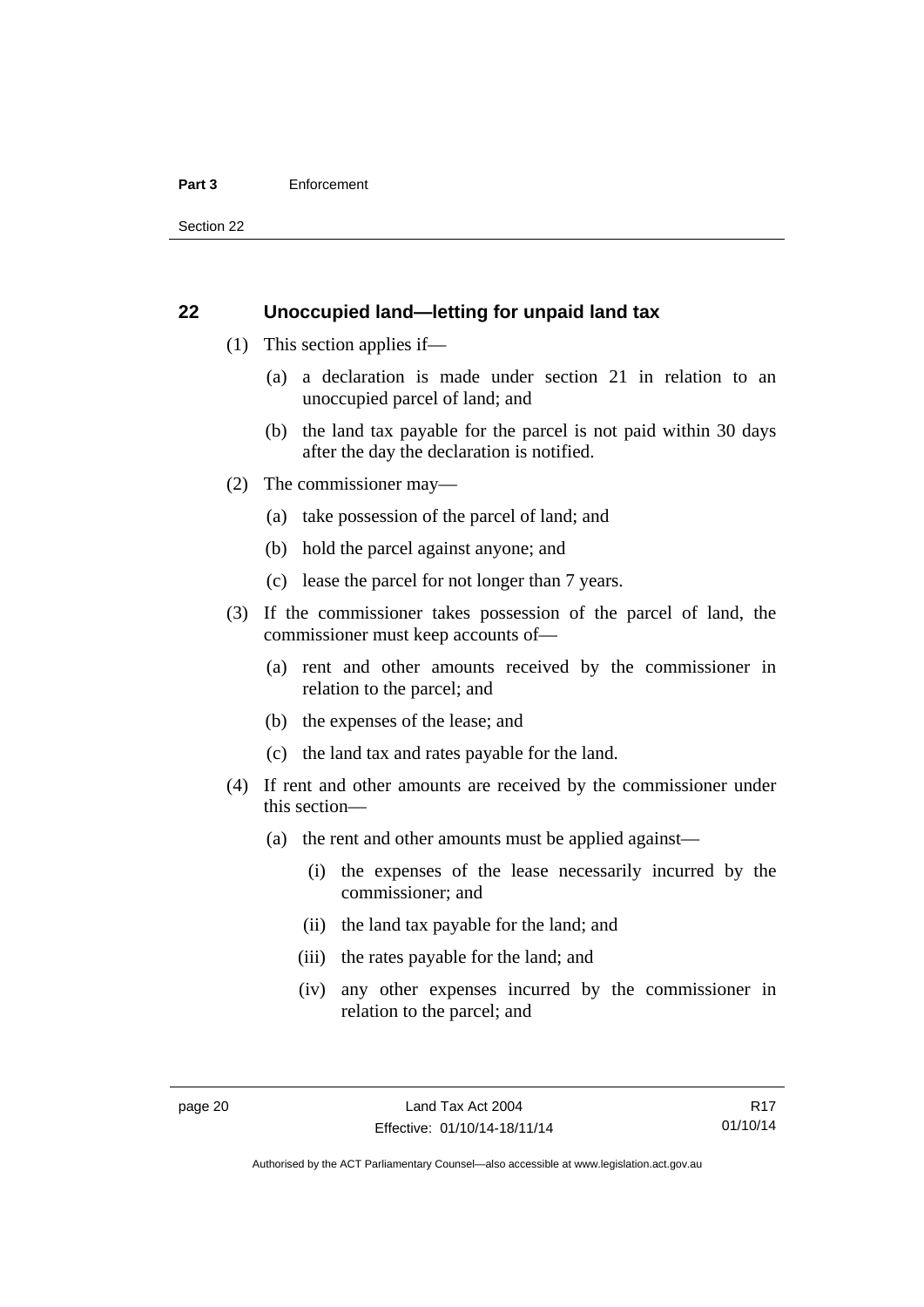## 22 Unoccupied land—letting for unpaid land tax

(1) This section applies if—

- (a) a declaration is made under section 21 in relation to an unoccupied parcel of land; and
- (b) the land tax payable for the parcel is not paid within 30 days after the day the declaration is notified.

(2) The commissioner may—

- (a) take possession of the parcel of land; and
- (b) hold the parcel against anyone; and
- (c) lease the parcel for not longer than 7 years.

(3) If the commissioner takes possession of the parcel of land, the commissioner must keep accounts of—

- (a) rent and other amounts received by the commissioner in relation to the parcel; and
- (b) the expenses of the lease; and
- (c) the land tax and rates payable for the land.

(4) If rent and other amounts are received by the commissioner under this section—

- (a) the rent and other amounts must be applied against—
  - (i) the expenses of the lease necessarily incurred by the commissioner; and
  - (ii) the land tax payable for the land; and
  - (iii) the rates payable for the land; and
  - (iv) any other expenses incurred by the commissioner in relation to the parcel; and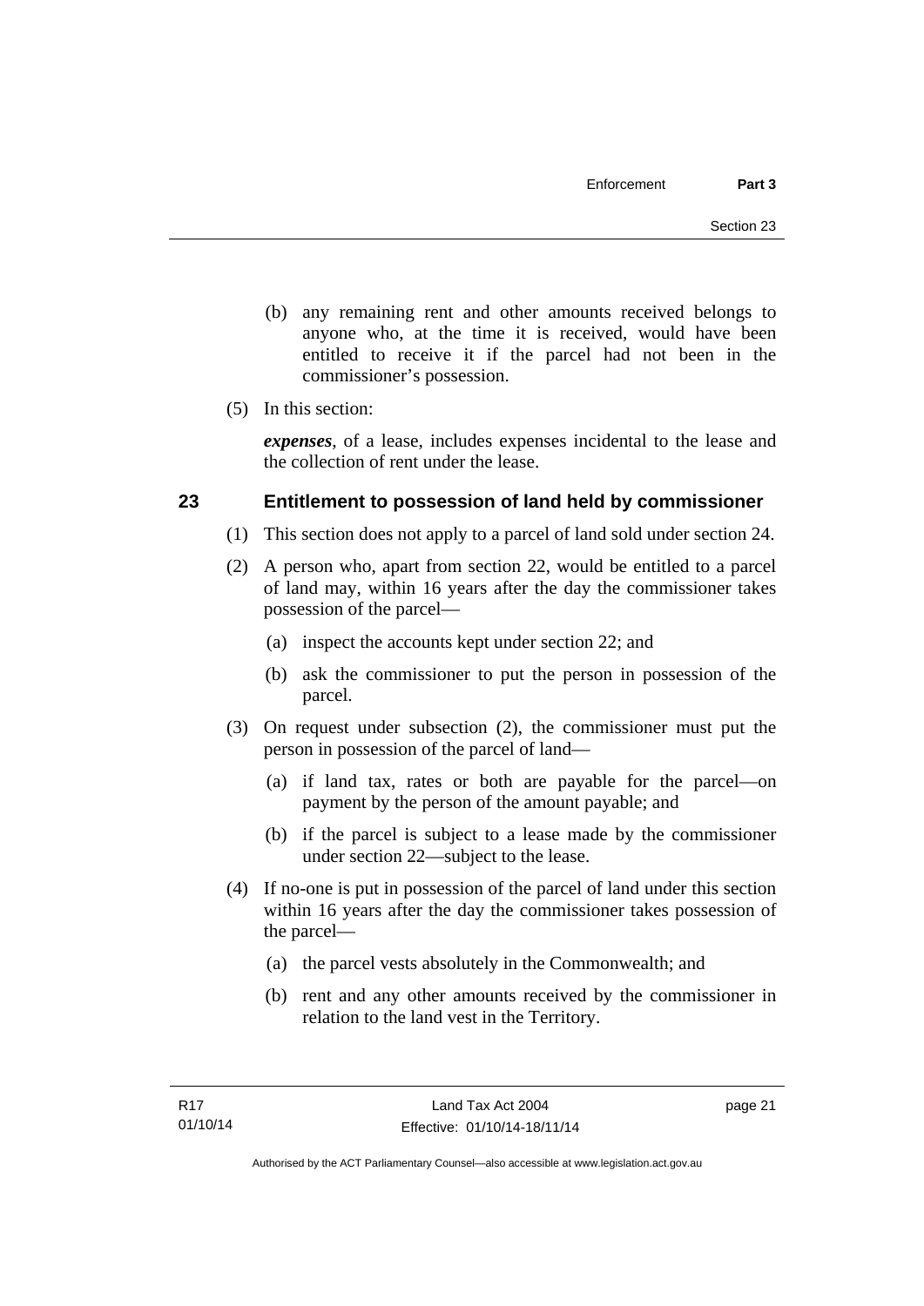(b) any remaining rent and other amounts received belongs to anyone who, at the time it is received, would have been entitled to receive it if the parcel had not been in the commissioner's possession.

(5) In this section:

***expenses***, of a lease, includes expenses incidental to the lease and the collection of rent under the lease.

## 23 Entitlement to possession of land held by commissioner

(1) This section does not apply to a parcel of land sold under section 24.

(2) A person who, apart from section 22, would be entitled to a parcel of land may, within 16 years after the day the commissioner takes possession of the parcel—

(a) inspect the accounts kept under section 22; and

(b) ask the commissioner to put the person in possession of the parcel.

(3) On request under subsection (2), the commissioner must put the person in possession of the parcel of land—

(a) if land tax, rates or both are payable for the parcel—on payment by the person of the amount payable; and

(b) if the parcel is subject to a lease made by the commissioner under section 22—subject to the lease.

(4) If no-one is put in possession of the parcel of land under this section within 16 years after the day the commissioner takes possession of the parcel—

(a) the parcel vests absolutely in the Commonwealth; and

(b) rent and any other amounts received by the commissioner in relation to the land vest in the Territory.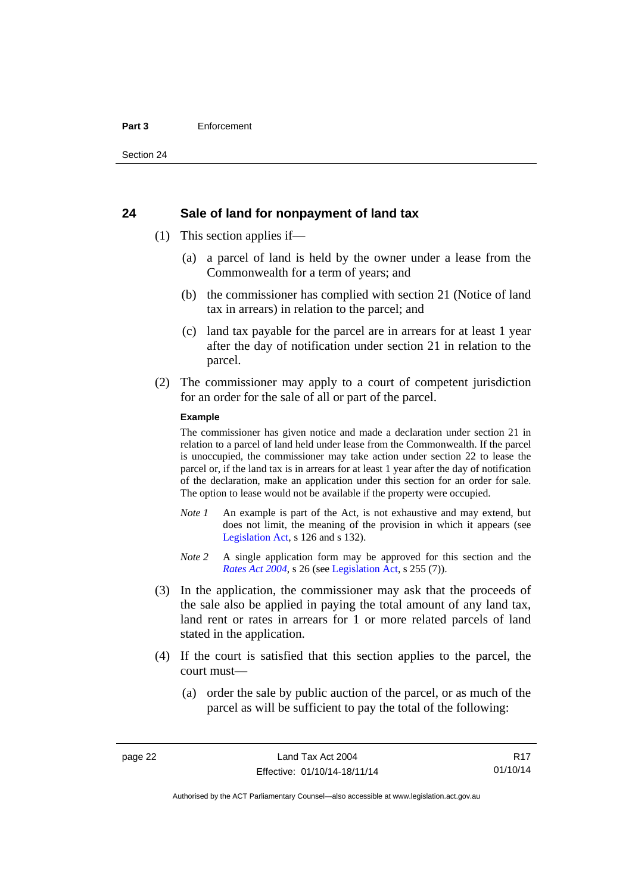## 24 Sale of land for nonpayment of land tax

(1) This section applies if—

(a) a parcel of land is held by the owner under a lease from the Commonwealth for a term of years; and

(b) the commissioner has complied with section 21 (Notice of land tax in arrears) in relation to the parcel; and

(c) land tax payable for the parcel are in arrears for at least 1 year after the day of notification under section 21 in relation to the parcel.

(2) The commissioner may apply to a court of competent jurisdiction for an order for the sale of all or part of the parcel.

**Example**

The commissioner has given notice and made a declaration under section 21 in relation to a parcel of land held under lease from the Commonwealth. If the parcel is unoccupied, the commissioner may take action under section 22 to lease the parcel or, if the land tax is in arrears for at least 1 year after the day of notification of the declaration, make an application under this section for an order for sale. The option to lease would not be available if the property were occupied.

*Note 1* An example is part of the Act, is not exhaustive and may extend, but does not limit, the meaning of the provision in which it appears (see Legislation Act, s 126 and s 132).

*Note 2* A single application form may be approved for this section and the *Rates Act 2004*, s 26 (see Legislation Act, s 255 (7)).

(3) In the application, the commissioner may ask that the proceeds of the sale also be applied in paying the total amount of any land tax, land rent or rates in arrears for 1 or more related parcels of land stated in the application.

(4) If the court is satisfied that this section applies to the parcel, the court must—

(a) order the sale by public auction of the parcel, or as much of the parcel as will be sufficient to pay the total of the following: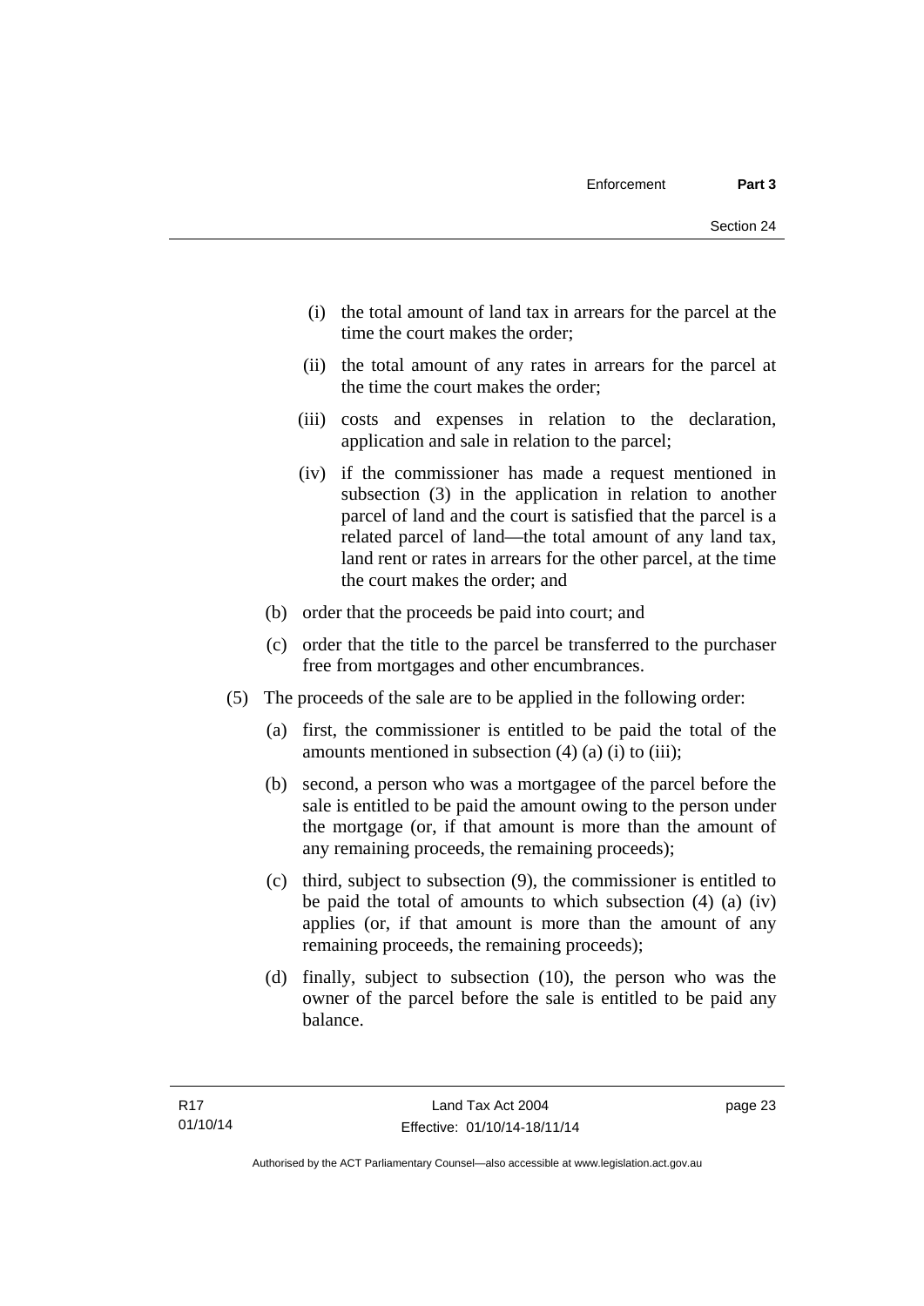(i) the total amount of land tax in arrears for the parcel at the time the court makes the order;

(ii) the total amount of any rates in arrears for the parcel at the time the court makes the order;

(iii) costs and expenses in relation to the declaration, application and sale in relation to the parcel;

(iv) if the commissioner has made a request mentioned in subsection (3) in the application in relation to another parcel of land and the court is satisfied that the parcel is a related parcel of land—the total amount of any land tax, land rent or rates in arrears for the other parcel, at the time the court makes the order; and

(b) order that the proceeds be paid into court; and

(c) order that the title to the parcel be transferred to the purchaser free from mortgages and other encumbrances.

(5) The proceeds of the sale are to be applied in the following order:

(a) first, the commissioner is entitled to be paid the total of the amounts mentioned in subsection (4) (a) (i) to (iii);

(b) second, a person who was a mortgagee of the parcel before the sale is entitled to be paid the amount owing to the person under the mortgage (or, if that amount is more than the amount of any remaining proceeds, the remaining proceeds);

(c) third, subject to subsection (9), the commissioner is entitled to be paid the total of amounts to which subsection (4) (a) (iv) applies (or, if that amount is more than the amount of any remaining proceeds, the remaining proceeds);

(d) finally, subject to subsection (10), the person who was the owner of the parcel before the sale is entitled to be paid any balance.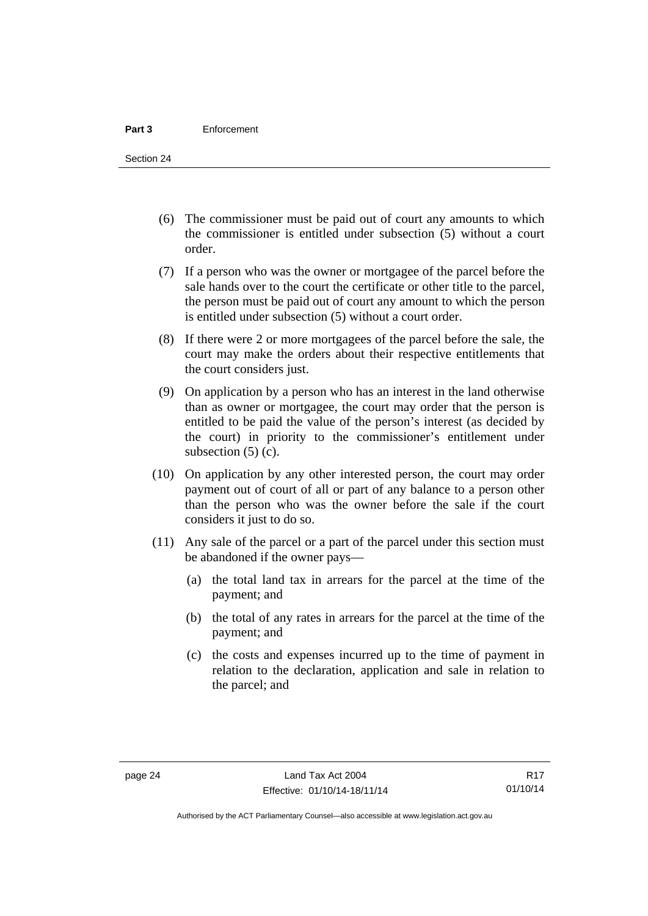(6) The commissioner must be paid out of court any amounts to which the commissioner is entitled under subsection (5) without a court order.

(7) If a person who was the owner or mortgagee of the parcel before the sale hands over to the court the certificate or other title to the parcel, the person must be paid out of court any amount to which the person is entitled under subsection (5) without a court order.

(8) If there were 2 or more mortgagees of the parcel before the sale, the court may make the orders about their respective entitlements that the court considers just.

(9) On application by a person who has an interest in the land otherwise than as owner or mortgagee, the court may order that the person is entitled to be paid the value of the person's interest (as decided by the court) in priority to the commissioner's entitlement under subsection (5) (c).

(10) On application by any other interested person, the court may order payment out of court of all or part of any balance to a person other than the person who was the owner before the sale if the court considers it just to do so.

(11) Any sale of the parcel or a part of the parcel under this section must be abandoned if the owner pays—

(a) the total land tax in arrears for the parcel at the time of the payment; and

(b) the total of any rates in arrears for the parcel at the time of the payment; and

(c) the costs and expenses incurred up to the time of payment in relation to the declaration, application and sale in relation to the parcel; and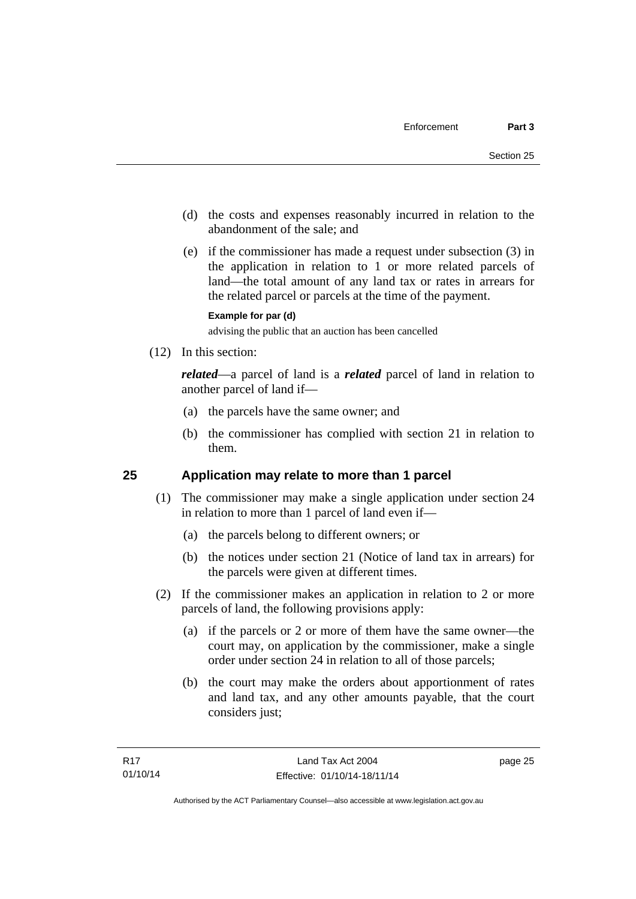(d) the costs and expenses reasonably incurred in relation to the abandonment of the sale; and

(e) if the commissioner has made a request under subsection (3) in the application in relation to 1 or more related parcels of land—the total amount of any land tax or rates in arrears for the related parcel or parcels at the time of the payment.

**Example for par (d)**

advising the public that an auction has been cancelled

(12) In this section:

***related***—a parcel of land is a ***related*** parcel of land in relation to another parcel of land if—

(a) the parcels have the same owner; and

(b) the commissioner has complied with section 21 in relation to them.

## 25 Application may relate to more than 1 parcel

(1) The commissioner may make a single application under section 24 in relation to more than 1 parcel of land even if—

(a) the parcels belong to different owners; or

(b) the notices under section 21 (Notice of land tax in arrears) for the parcels were given at different times.

(2) If the commissioner makes an application in relation to 2 or more parcels of land, the following provisions apply:

(a) if the parcels or 2 or more of them have the same owner—the court may, on application by the commissioner, make a single order under section 24 in relation to all of those parcels;

(b) the court may make the orders about apportionment of rates and land tax, and any other amounts payable, that the court considers just;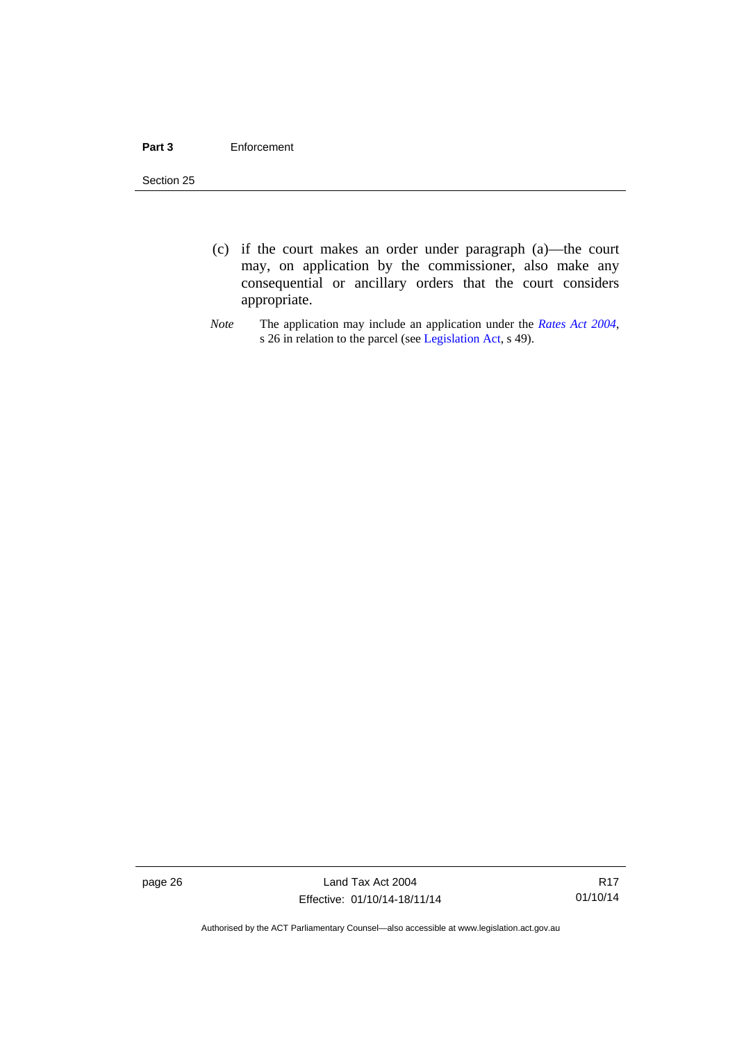(c) if the court makes an order under paragraph (a)—the court may, on application by the commissioner, also make any consequential or ancillary orders that the court considers appropriate.

*Note* The application may include an application under the *Rates Act 2004*, s 26 in relation to the parcel (see Legislation Act, s 49).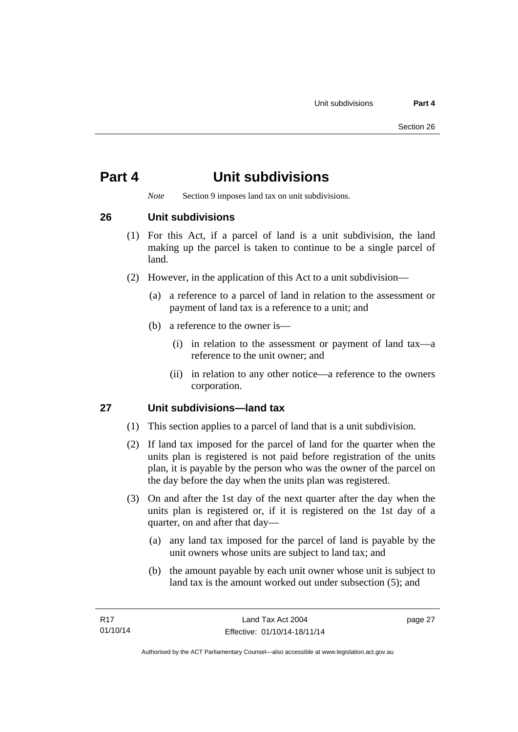# Part 4 Unit subdivisions

*Note* Section 9 imposes land tax on unit subdivisions.

## 26 Unit subdivisions

(1) For this Act, if a parcel of land is a unit subdivision, the land making up the parcel is taken to continue to be a single parcel of land.

(2) However, in the application of this Act to a unit subdivision—

(a) a reference to a parcel of land in relation to the assessment or payment of land tax is a reference to a unit; and

(b) a reference to the owner is—

(i) in relation to the assessment or payment of land tax—a reference to the unit owner; and

(ii) in relation to any other notice—a reference to the owners corporation.

## 27 Unit subdivisions—land tax

(1) This section applies to a parcel of land that is a unit subdivision.

(2) If land tax imposed for the parcel of land for the quarter when the units plan is registered is not paid before registration of the units plan, it is payable by the person who was the owner of the parcel on the day before the day when the units plan was registered.

(3) On and after the 1st day of the next quarter after the day when the units plan is registered or, if it is registered on the 1st day of a quarter, on and after that day—

(a) any land tax imposed for the parcel of land is payable by the unit owners whose units are subject to land tax; and

(b) the amount payable by each unit owner whose unit is subject to land tax is the amount worked out under subsection (5); and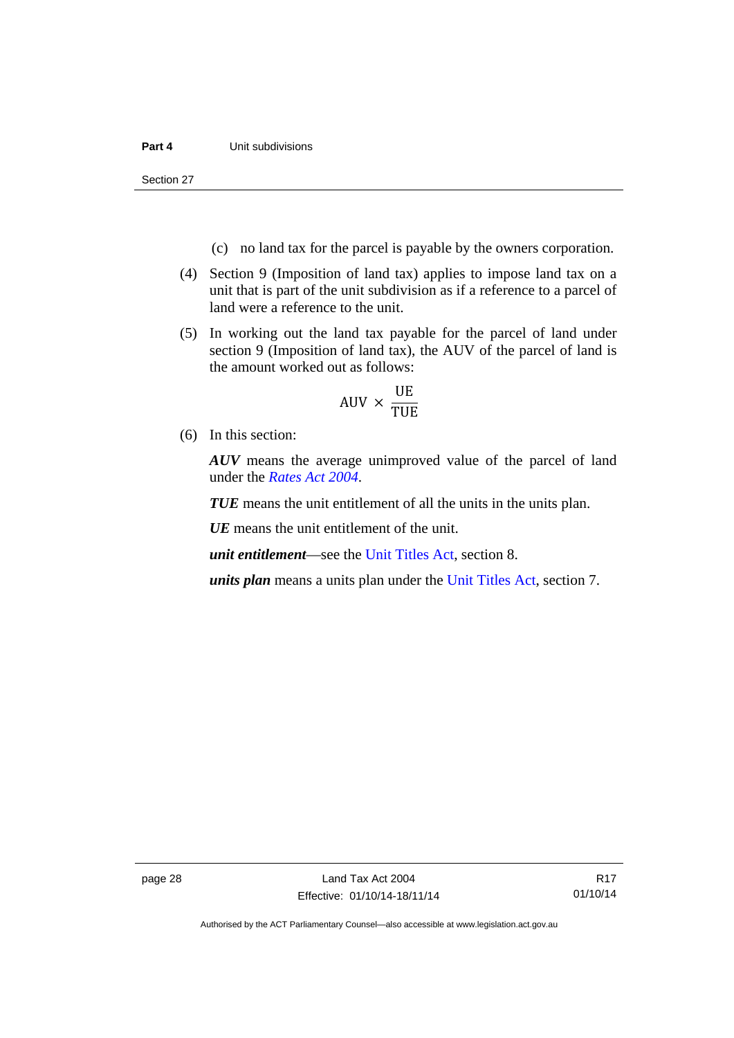(c) no land tax for the parcel is payable by the owners corporation.

(4) Section 9 (Imposition of land tax) applies to impose land tax on a unit that is part of the unit subdivision as if a reference to a parcel of land were a reference to the unit.

(5) In working out the land tax payable for the parcel of land under section 9 (Imposition of land tax), the AUV of the parcel of land is the amount worked out as follows:

$$\text{AUV} \times \frac{\text{UE}}{\text{TUE}}$$

(6) In this section:

***AUV*** means the average unimproved value of the parcel of land under the *Rates Act 2004*.

***TUE*** means the unit entitlement of all the units in the units plan.

***UE*** means the unit entitlement of the unit.

***unit entitlement***—see the Unit Titles Act, section 8.

***units plan*** means a units plan under the Unit Titles Act, section 7.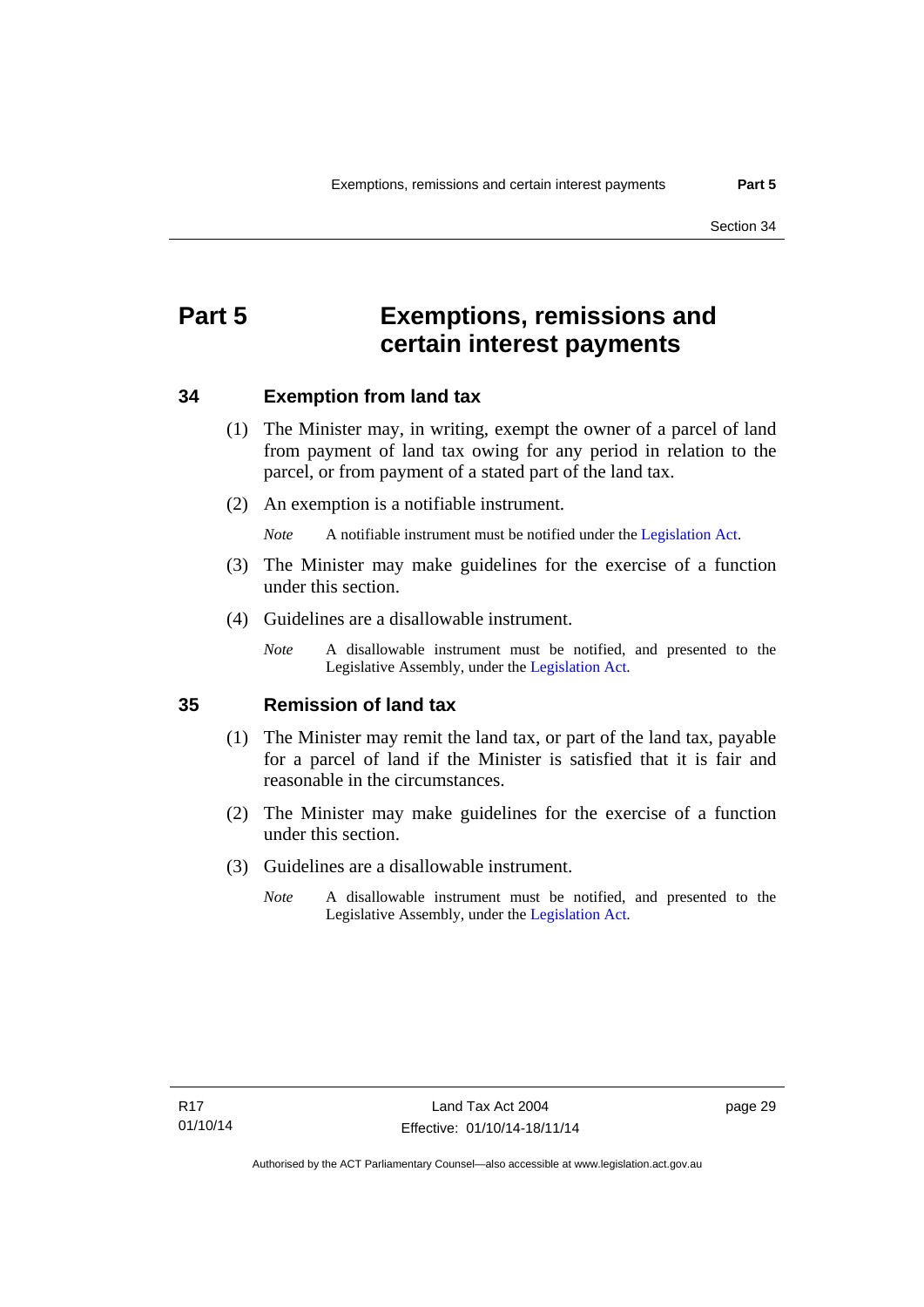# Part 5 Exemptions, remissions and certain interest payments

## 34 Exemption from land tax

(1) The Minister may, in writing, exempt the owner of a parcel of land from payment of land tax owing for any period in relation to the parcel, or from payment of a stated part of the land tax.

(2) An exemption is a notifiable instrument.

*Note* A notifiable instrument must be notified under the Legislation Act.

(3) The Minister may make guidelines for the exercise of a function under this section.

(4) Guidelines are a disallowable instrument.

*Note* A disallowable instrument must be notified, and presented to the Legislative Assembly, under the Legislation Act.

## 35 Remission of land tax

(1) The Minister may remit the land tax, or part of the land tax, payable for a parcel of land if the Minister is satisfied that it is fair and reasonable in the circumstances.

(2) The Minister may make guidelines for the exercise of a function under this section.

(3) Guidelines are a disallowable instrument.

*Note* A disallowable instrument must be notified, and presented to the Legislative Assembly, under the Legislation Act.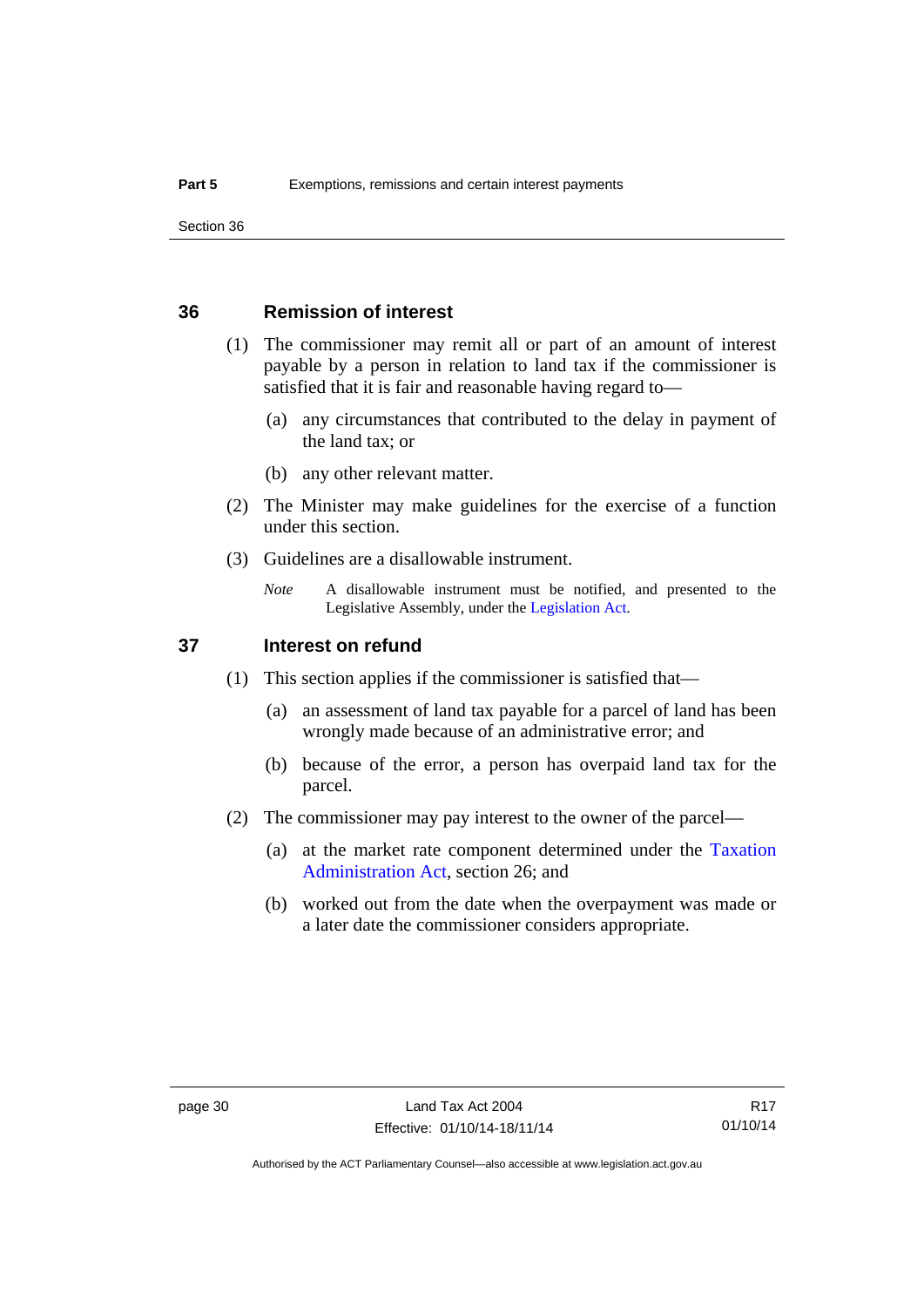## 36 Remission of interest

(1) The commissioner may remit all or part of an amount of interest payable by a person in relation to land tax if the commissioner is satisfied that it is fair and reasonable having regard to—

(a) any circumstances that contributed to the delay in payment of the land tax; or

(b) any other relevant matter.

(2) The Minister may make guidelines for the exercise of a function under this section.

(3) Guidelines are a disallowable instrument.

*Note* A disallowable instrument must be notified, and presented to the Legislative Assembly, under the Legislation Act.

## 37 Interest on refund

(1) This section applies if the commissioner is satisfied that—

(a) an assessment of land tax payable for a parcel of land has been wrongly made because of an administrative error; and

(b) because of the error, a person has overpaid land tax for the parcel.

(2) The commissioner may pay interest to the owner of the parcel—

(a) at the market rate component determined under the Taxation Administration Act, section 26; and

(b) worked out from the date when the overpayment was made or a later date the commissioner considers appropriate.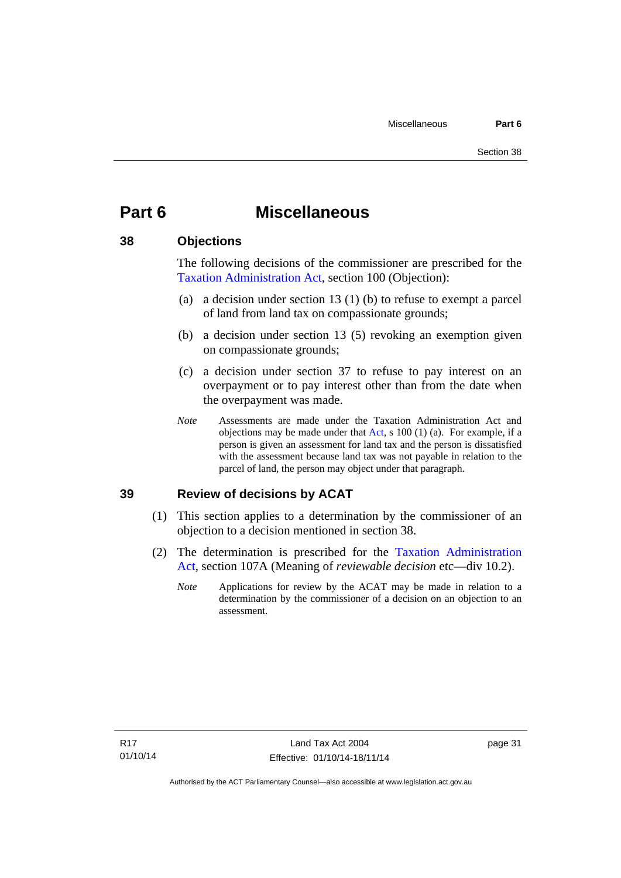# Part 6 Miscellaneous

## 38 Objections

The following decisions of the commissioner are prescribed for the Taxation Administration Act, section 100 (Objection):

(a) a decision under section 13 (1) (b) to refuse to exempt a parcel of land from land tax on compassionate grounds;

(b) a decision under section 13 (5) revoking an exemption given on compassionate grounds;

(c) a decision under section 37 to refuse to pay interest on an overpayment or to pay interest other than from the date when the overpayment was made.

*Note* Assessments are made under the Taxation Administration Act and objections may be made under that Act, s 100 (1) (a). For example, if a person is given an assessment for land tax and the person is dissatisfied with the assessment because land tax was not payable in relation to the parcel of land, the person may object under that paragraph.

## 39 Review of decisions by ACAT

(1) This section applies to a determination by the commissioner of an objection to a decision mentioned in section 38.

(2) The determination is prescribed for the Taxation Administration Act, section 107A (Meaning of *reviewable decision* etc—div 10.2).

*Note* Applications for review by the ACAT may be made in relation to a determination by the commissioner of a decision on an objection to an assessment.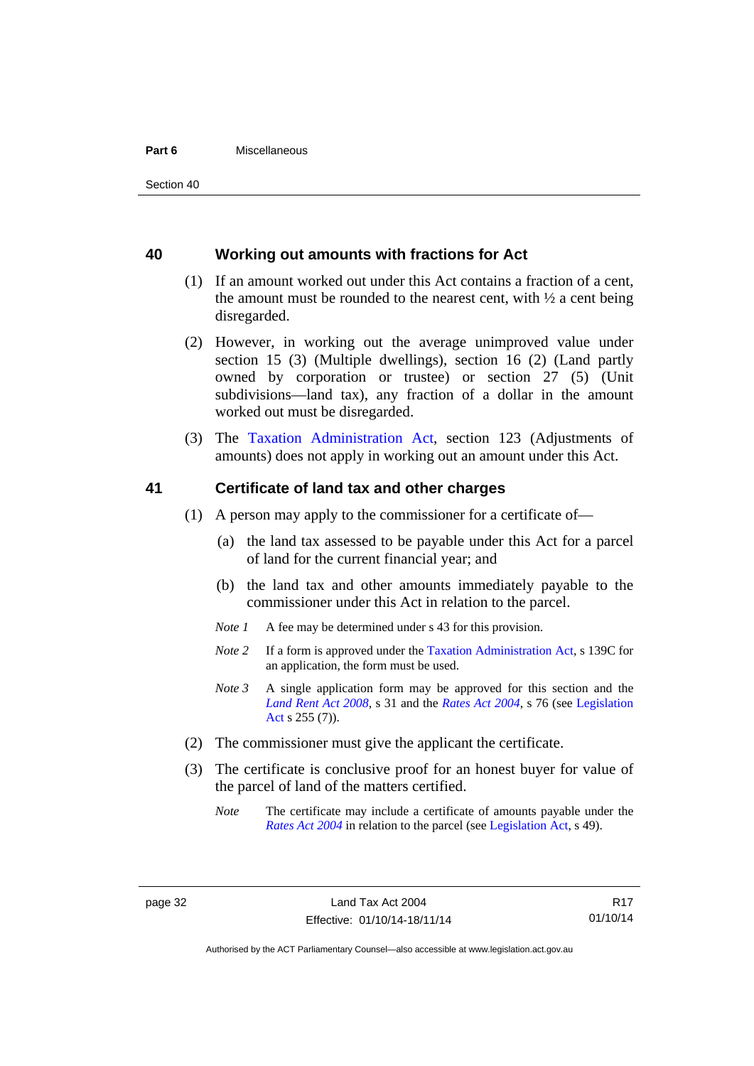## 40 Working out amounts with fractions for Act

(1) If an amount worked out under this Act contains a fraction of a cent, the amount must be rounded to the nearest cent, with ½ a cent being disregarded.

(2) However, in working out the average unimproved value under section 15 (3) (Multiple dwellings), section 16 (2) (Land partly owned by corporation or trustee) or section 27 (5) (Unit subdivisions—land tax), any fraction of a dollar in the amount worked out must be disregarded.

(3) The Taxation Administration Act, section 123 (Adjustments of amounts) does not apply in working out an amount under this Act.

## 41 Certificate of land tax and other charges

(1) A person may apply to the commissioner for a certificate of—

(a) the land tax assessed to be payable under this Act for a parcel of land for the current financial year; and

(b) the land tax and other amounts immediately payable to the commissioner under this Act in relation to the parcel.

*Note 1* A fee may be determined under s 43 for this provision.

*Note 2* If a form is approved under the Taxation Administration Act, s 139C for an application, the form must be used.

*Note 3* A single application form may be approved for this section and the *Land Rent Act 2008*, s 31 and the *Rates Act 2004*, s 76 (see Legislation Act s 255 (7)).

(2) The commissioner must give the applicant the certificate.

(3) The certificate is conclusive proof for an honest buyer for value of the parcel of land of the matters certified.

*Note* The certificate may include a certificate of amounts payable under the *Rates Act 2004* in relation to the parcel (see Legislation Act, s 49).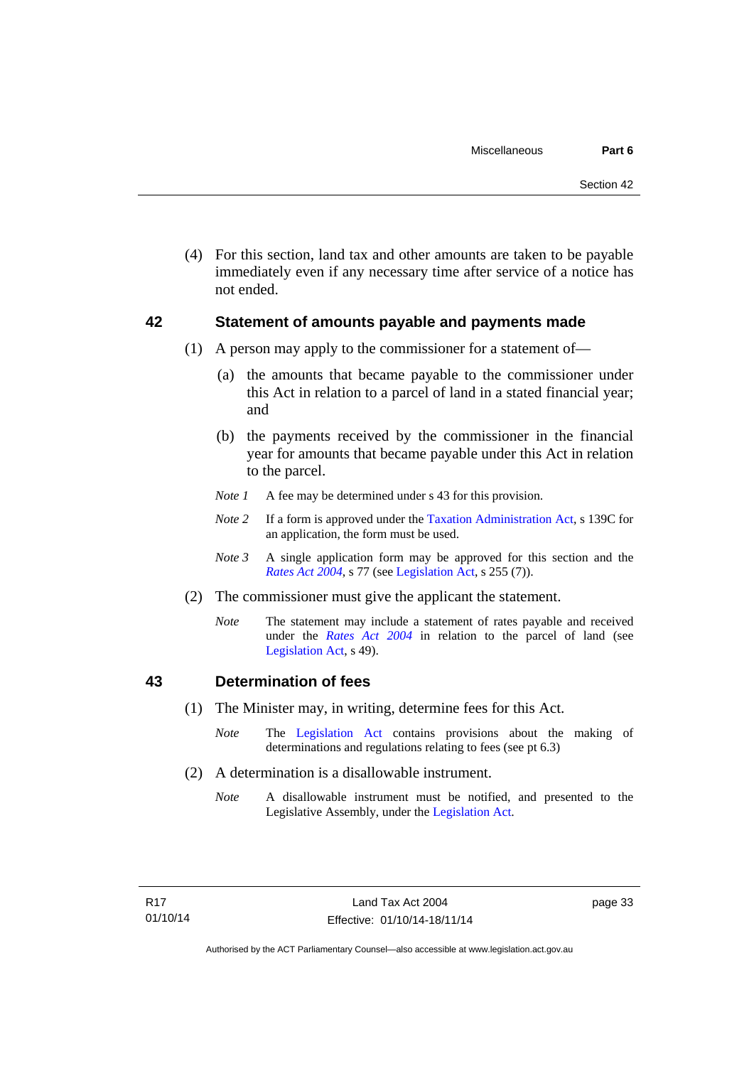(4) For this section, land tax and other amounts are taken to be payable immediately even if any necessary time after service of a notice has not ended.

## 42 Statement of amounts payable and payments made

(1) A person may apply to the commissioner for a statement of—

(a) the amounts that became payable to the commissioner under this Act in relation to a parcel of land in a stated financial year; and

(b) the payments received by the commissioner in the financial year for amounts that became payable under this Act in relation to the parcel.

*Note 1* A fee may be determined under s 43 for this provision.

*Note 2* If a form is approved under the Taxation Administration Act, s 139C for an application, the form must be used.

*Note 3* A single application form may be approved for this section and the *Rates Act 2004*, s 77 (see Legislation Act, s 255 (7)).

(2) The commissioner must give the applicant the statement.

*Note* The statement may include a statement of rates payable and received under the *Rates Act 2004* in relation to the parcel of land (see Legislation Act, s 49).

## 43 Determination of fees

(1) The Minister may, in writing, determine fees for this Act.

*Note* The Legislation Act contains provisions about the making of determinations and regulations relating to fees (see pt 6.3)

(2) A determination is a disallowable instrument.

*Note* A disallowable instrument must be notified, and presented to the Legislative Assembly, under the Legislation Act.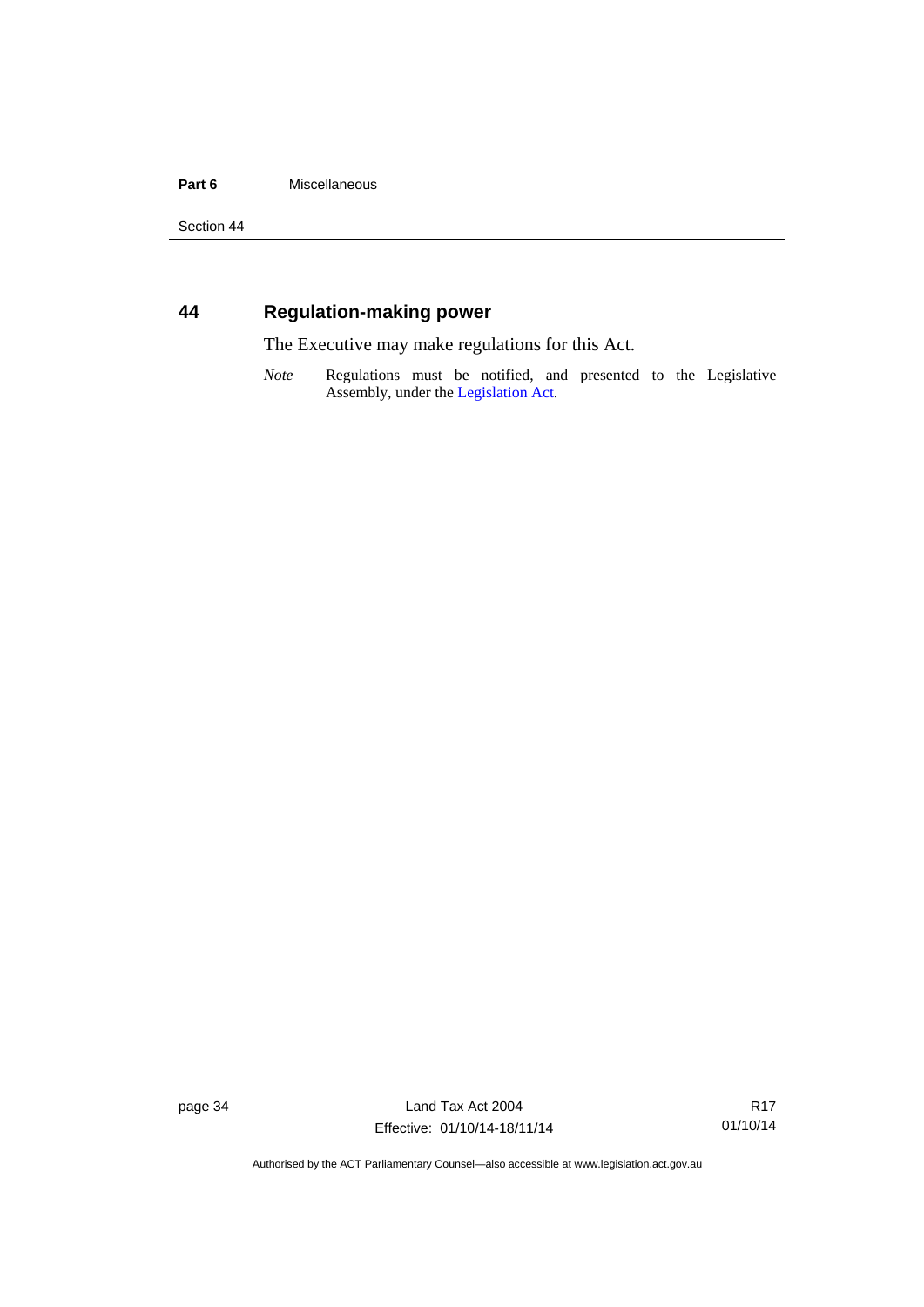## 44 Regulation-making power

The Executive may make regulations for this Act.

*Note* Regulations must be notified, and presented to the Legislative Assembly, under the Legislation Act.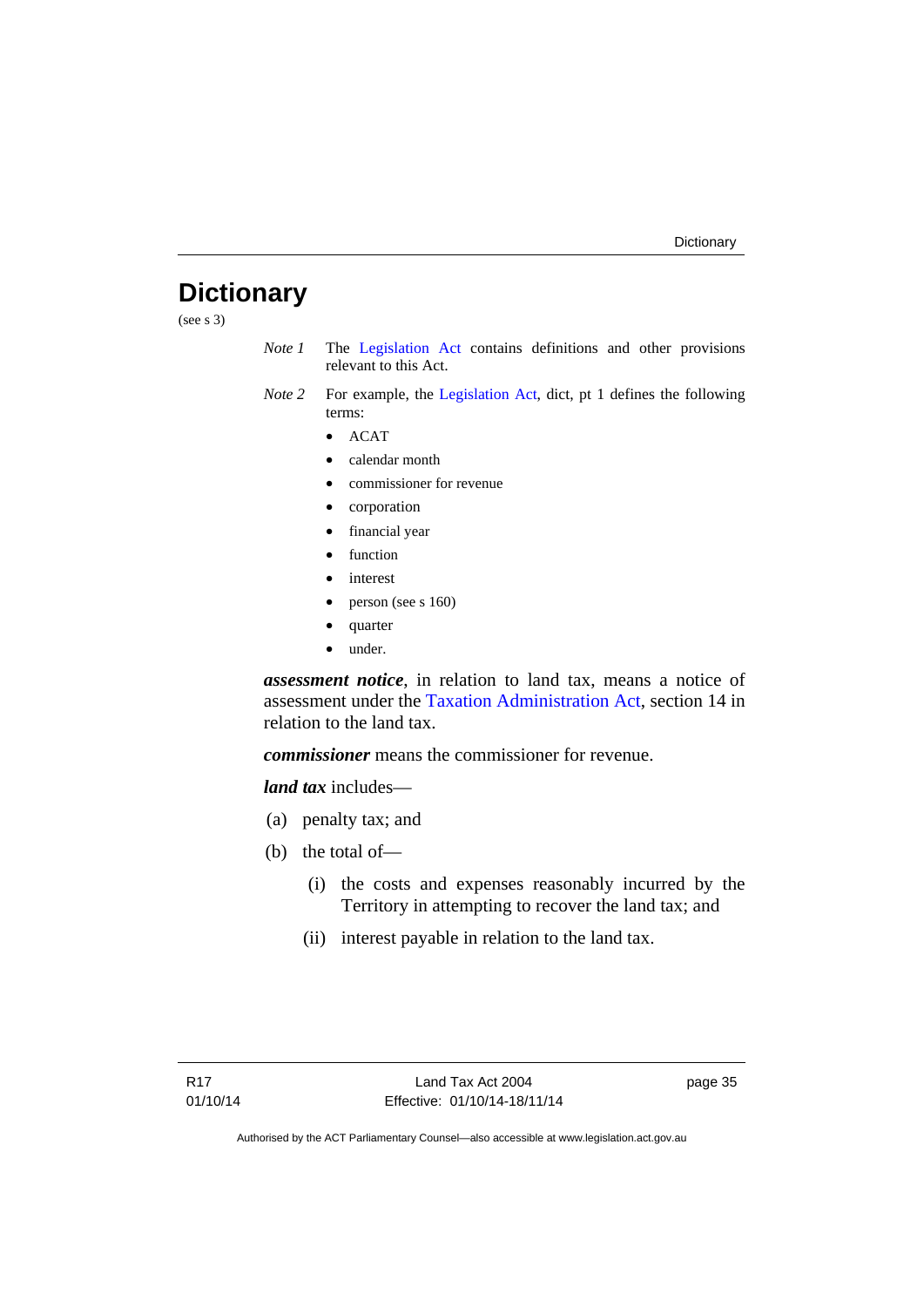# Dictionary

(see s 3)

*Note 1* The Legislation Act contains definitions and other provisions relevant to this Act.

*Note 2* For example, the Legislation Act, dict, pt 1 defines the following terms:

- ACAT
- calendar month
- commissioner for revenue
- corporation
- financial year
- function
- interest
- person (see s 160)
- quarter
- under.

***assessment notice***, in relation to land tax, means a notice of assessment under the Taxation Administration Act, section 14 in relation to the land tax.

***commissioner*** means the commissioner for revenue.

***land tax*** includes—

(a) penalty tax; and

(b) the total of—

 (i) the costs and expenses reasonably incurred by the Territory in attempting to recover the land tax; and

 (ii) interest payable in relation to the land tax.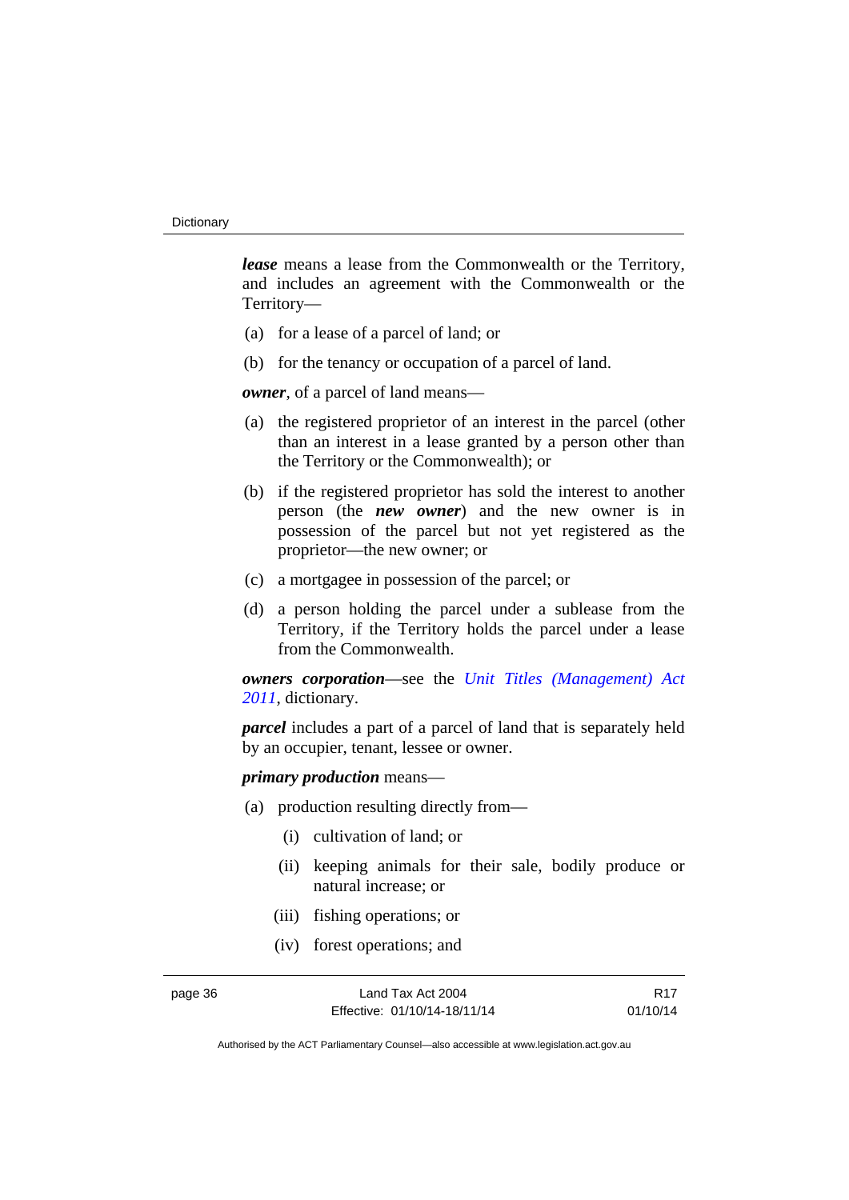***lease*** means a lease from the Commonwealth or the Territory, and includes an agreement with the Commonwealth or the Territory—

(a) for a lease of a parcel of land; or

(b) for the tenancy or occupation of a parcel of land.

***owner***, of a parcel of land means—

(a) the registered proprietor of an interest in the parcel (other than an interest in a lease granted by a person other than the Territory or the Commonwealth); or

(b) if the registered proprietor has sold the interest to another person (the ***new owner***) and the new owner is in possession of the parcel but not yet registered as the proprietor—the new owner; or

(c) a mortgagee in possession of the parcel; or

(d) a person holding the parcel under a sublease from the Territory, if the Territory holds the parcel under a lease from the Commonwealth.

***owners corporation***—see the *Unit Titles (Management) Act 2011*, dictionary.

***parcel*** includes a part of a parcel of land that is separately held by an occupier, tenant, lessee or owner.

***primary production*** means—

(a) production resulting directly from—

 (i) cultivation of land; or

 (ii) keeping animals for their sale, bodily produce or natural increase; or

 (iii) fishing operations; or

 (iv) forest operations; and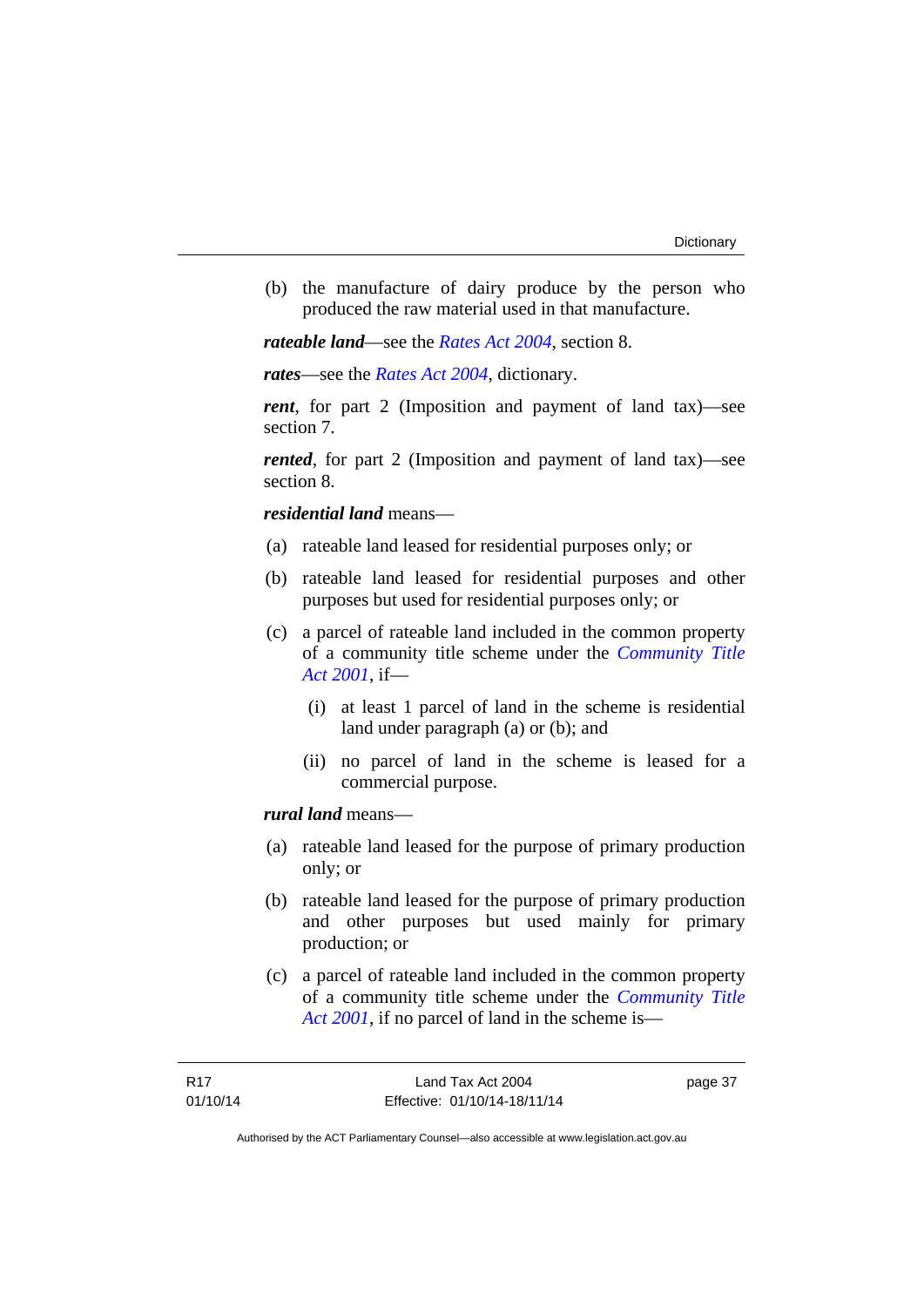(b) the manufacture of dairy produce by the person who produced the raw material used in that manufacture.

***rateable land***—see the *Rates Act 2004*, section 8.

***rates***—see the *Rates Act 2004*, dictionary.

***rent***, for part 2 (Imposition and payment of land tax)—see section 7.

***rented***, for part 2 (Imposition and payment of land tax)—see section 8.

***residential land*** means—

(a) rateable land leased for residential purposes only; or

(b) rateable land leased for residential purposes and other purposes but used for residential purposes only; or

(c) a parcel of rateable land included in the common property of a community title scheme under the *Community Title Act 2001*, if—

  (i) at least 1 parcel of land in the scheme is residential land under paragraph (a) or (b); and

  (ii) no parcel of land in the scheme is leased for a commercial purpose.

***rural land*** means—

(a) rateable land leased for the purpose of primary production only; or

(b) rateable land leased for the purpose of primary production and other purposes but used mainly for primary production; or

(c) a parcel of rateable land included in the common property of a community title scheme under the *Community Title Act 2001*, if no parcel of land in the scheme is—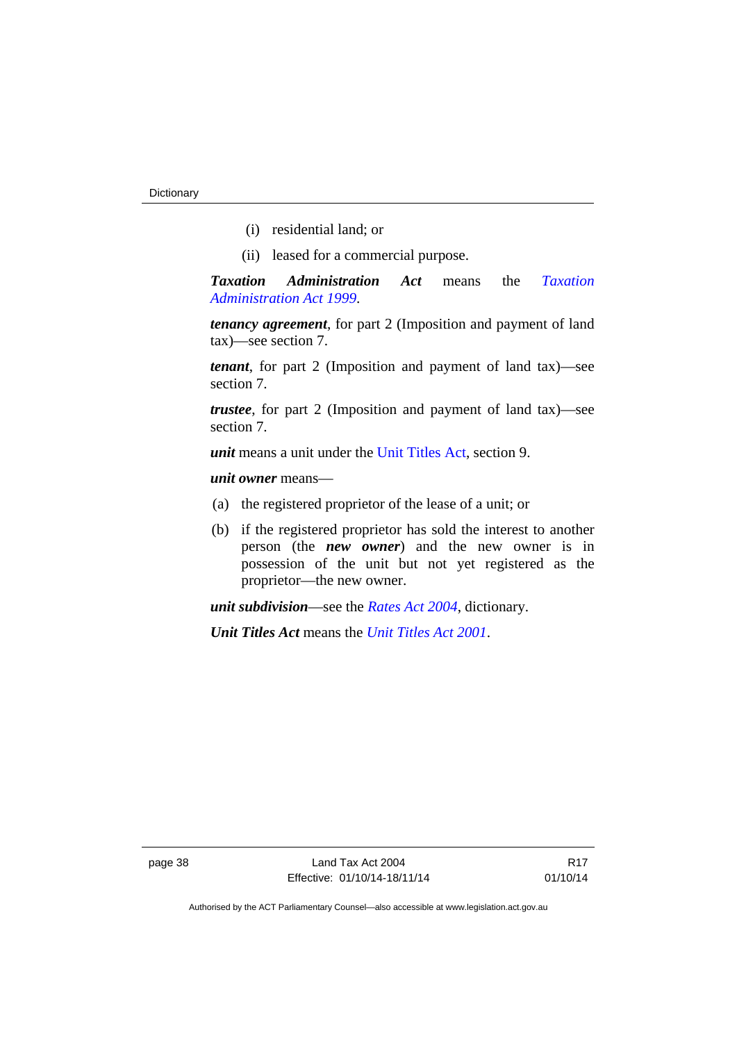(i) residential land; or

(ii) leased for a commercial purpose.

***Taxation Administration Act*** means the *Taxation Administration Act 1999*.

***tenancy agreement***, for part 2 (Imposition and payment of land tax)—see section 7.

***tenant***, for part 2 (Imposition and payment of land tax)—see section 7.

***trustee***, for part 2 (Imposition and payment of land tax)—see section 7.

***unit*** means a unit under the Unit Titles Act, section 9.

***unit owner*** means—

(a) the registered proprietor of the lease of a unit; or

(b) if the registered proprietor has sold the interest to another person (the ***new owner***) and the new owner is in possession of the unit but not yet registered as the proprietor—the new owner.

***unit subdivision***—see the *Rates Act 2004*, dictionary.

***Unit Titles Act*** means the *Unit Titles Act 2001*.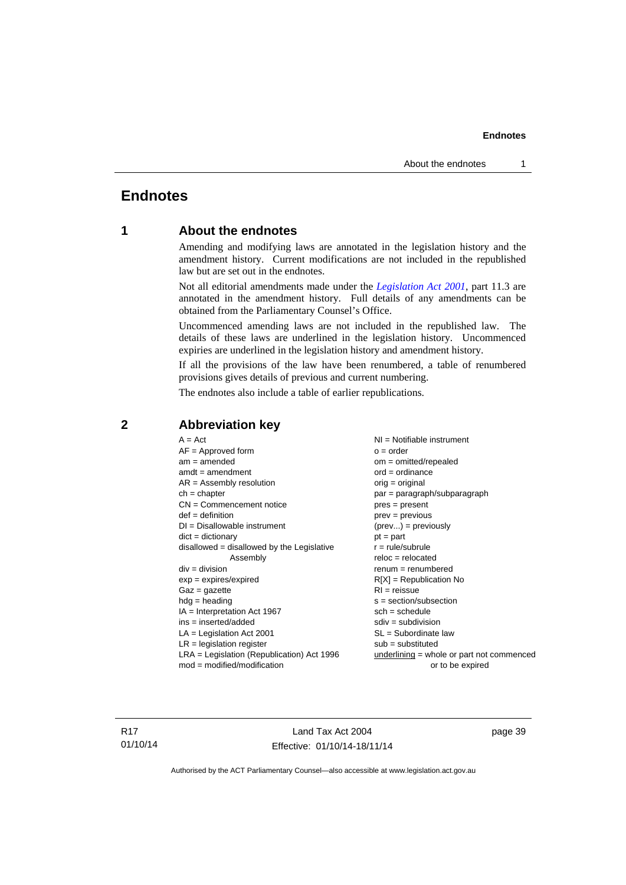# Endnotes

## 1 About the endnotes

Amending and modifying laws are annotated in the legislation history and the amendment history. Current modifications are not included in the republished law but are set out in the endnotes.

Not all editorial amendments made under the *Legislation Act 2001*, part 11.3 are annotated in the amendment history. Full details of any amendments can be obtained from the Parliamentary Counsel's Office.

Uncommenced amending laws are not included in the republished law. The details of these laws are underlined in the legislation history. Uncommenced expiries are underlined in the legislation history and amendment history.

If all the provisions of the law have been renumbered, a table of renumbered provisions gives details of previous and current numbering.

The endnotes also include a table of earlier republications.

## 2 Abbreviation key

A = Act
AF = Approved form
am = amended
amdt = amendment
AR = Assembly resolution
ch = chapter
CN = Commencement notice
def = definition
DI = Disallowable instrument
dict = dictionary
disallowed = disallowed by the Legislative Assembly
div = division
exp = expires/expired
Gaz = gazette
hdg = heading
IA = Interpretation Act 1967
ins = inserted/added
LA = Legislation Act 2001
LR = legislation register
LRA = Legislation (Republication) Act 1996
mod = modified/modification
NI = Notifiable instrument
o = order
om = omitted/repealed
ord = ordinance
orig = original
par = paragraph/subparagraph
pres = present
prev = previous
(prev...) = previously
pt = part
r = rule/subrule
reloc = relocated
renum = renumbered
R[X] = Republication No
RI = reissue
s = section/subsection
sch = schedule
sdiv = subdivision
SL = Subordinate law
sub = substituted
underlining = whole or part not commenced or to be expired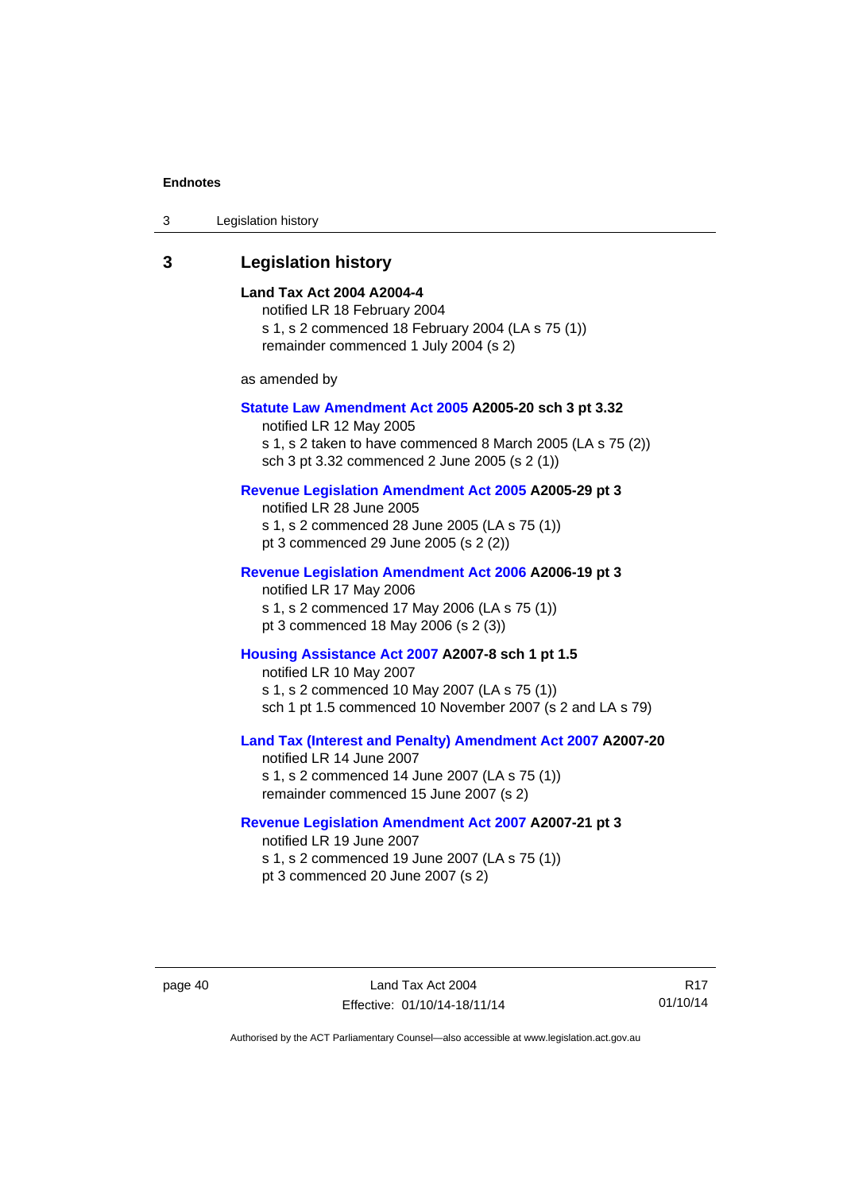## 3 Legislation history

**Land Tax Act 2004 A2004-4**

notified LR 18 February 2004

s 1, s 2 commenced 18 February 2004 (LA s 75 (1))

remainder commenced 1 July 2004 (s 2)

as amended by

**Statute Law Amendment Act 2005 A2005-20 sch 3 pt 3.32**

notified LR 12 May 2005

s 1, s 2 taken to have commenced 8 March 2005 (LA s 75 (2))

sch 3 pt 3.32 commenced 2 June 2005 (s 2 (1))

**Revenue Legislation Amendment Act 2005 A2005-29 pt 3**

notified LR 28 June 2005

s 1, s 2 commenced 28 June 2005 (LA s 75 (1))

pt 3 commenced 29 June 2005 (s 2 (2))

**Revenue Legislation Amendment Act 2006 A2006-19 pt 3**

notified LR 17 May 2006

s 1, s 2 commenced 17 May 2006 (LA s 75 (1))

pt 3 commenced 18 May 2006 (s 2 (3))

**Housing Assistance Act 2007 A2007-8 sch 1 pt 1.5**

notified LR 10 May 2007

s 1, s 2 commenced 10 May 2007 (LA s 75 (1))

sch 1 pt 1.5 commenced 10 November 2007 (s 2 and LA s 79)

**Land Tax (Interest and Penalty) Amendment Act 2007 A2007-20**

notified LR 14 June 2007

s 1, s 2 commenced 14 June 2007 (LA s 75 (1))

remainder commenced 15 June 2007 (s 2)

**Revenue Legislation Amendment Act 2007 A2007-21 pt 3**

notified LR 19 June 2007

s 1, s 2 commenced 19 June 2007 (LA s 75 (1))

pt 3 commenced 20 June 2007 (s 2)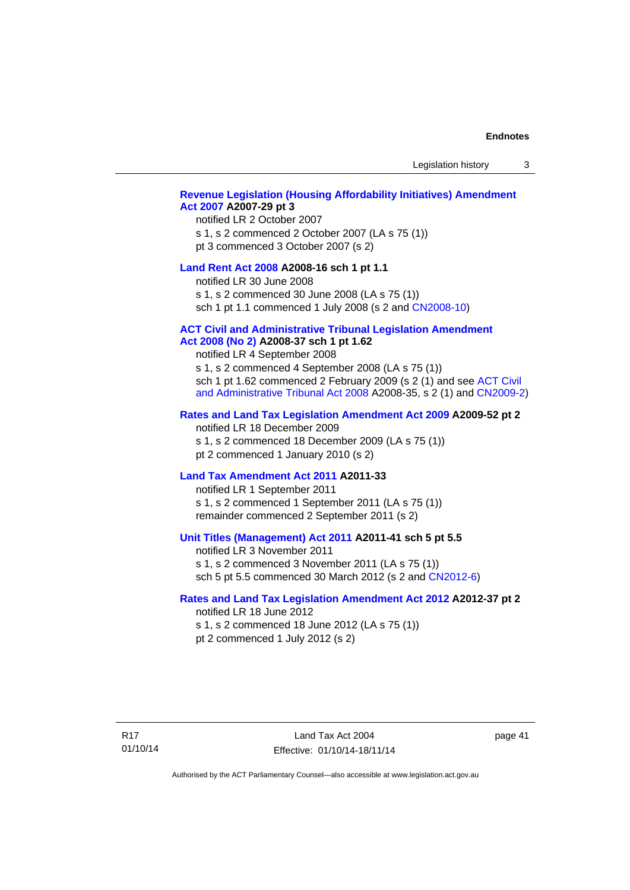**Revenue Legislation (Housing Affordability Initiatives) Amendment Act 2007 A2007-29 pt 3**

notified LR 2 October 2007
s 1, s 2 commenced 2 October 2007 (LA s 75 (1))
pt 3 commenced 3 October 2007 (s 2)

**Land Rent Act 2008 A2008-16 sch 1 pt 1.1**

notified LR 30 June 2008
s 1, s 2 commenced 30 June 2008 (LA s 75 (1))
sch 1 pt 1.1 commenced 1 July 2008 (s 2 and CN2008-10)

**ACT Civil and Administrative Tribunal Legislation Amendment Act 2008 (No 2) A2008-37 sch 1 pt 1.62**

notified LR 4 September 2008
s 1, s 2 commenced 4 September 2008 (LA s 75 (1))
sch 1 pt 1.62 commenced 2 February 2009 (s 2 (1) and see ACT Civil and Administrative Tribunal Act 2008 A2008-35, s 2 (1) and CN2009-2)

**Rates and Land Tax Legislation Amendment Act 2009 A2009-52 pt 2**

notified LR 18 December 2009
s 1, s 2 commenced 18 December 2009 (LA s 75 (1))
pt 2 commenced 1 January 2010 (s 2)

**Land Tax Amendment Act 2011 A2011-33**

notified LR 1 September 2011
s 1, s 2 commenced 1 September 2011 (LA s 75 (1))
remainder commenced 2 September 2011 (s 2)

**Unit Titles (Management) Act 2011 A2011-41 sch 5 pt 5.5**

notified LR 3 November 2011
s 1, s 2 commenced 3 November 2011 (LA s 75 (1))
sch 5 pt 5.5 commenced 30 March 2012 (s 2 and CN2012-6)

**Rates and Land Tax Legislation Amendment Act 2012 A2012-37 pt 2**

notified LR 18 June 2012
s 1, s 2 commenced 18 June 2012 (LA s 75 (1))
pt 2 commenced 1 July 2012 (s 2)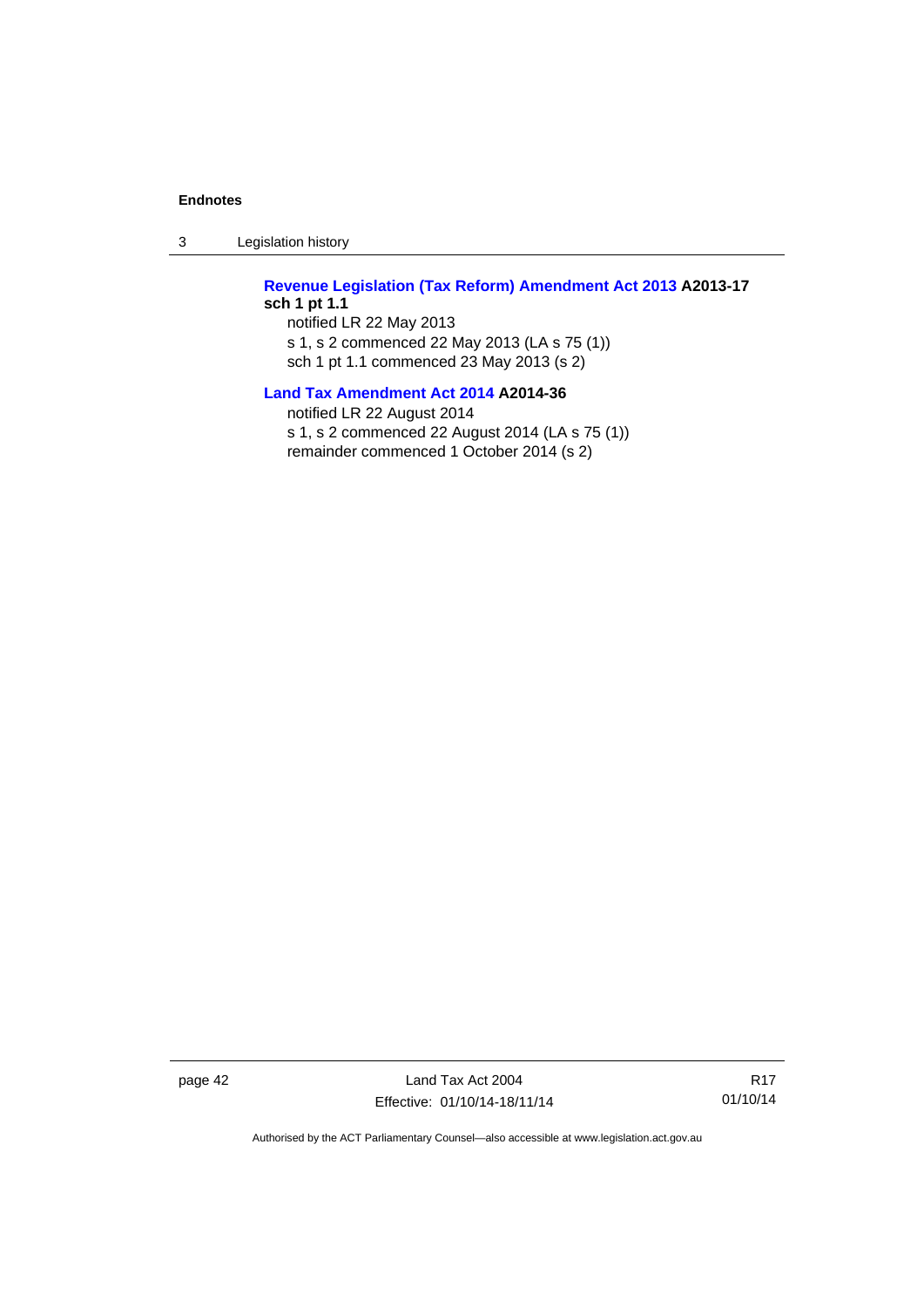**Revenue Legislation (Tax Reform) Amendment Act 2013 A2013-17 sch 1 pt 1.1**

notified LR 22 May 2013

s 1, s 2 commenced 22 May 2013 (LA s 75 (1))

sch 1 pt 1.1 commenced 23 May 2013 (s 2)

**Land Tax Amendment Act 2014 A2014-36**

notified LR 22 August 2014

s 1, s 2 commenced 22 August 2014 (LA s 75 (1))

remainder commenced 1 October 2014 (s 2)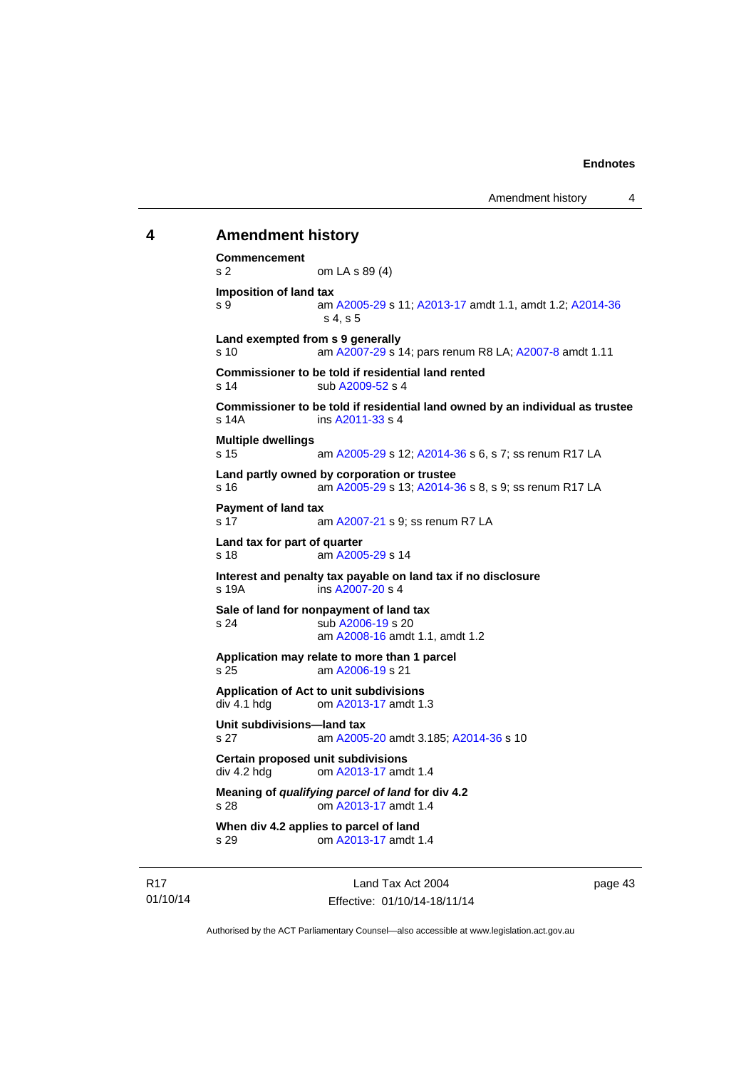## 4 Amendment history

**Commencement**
s 2 om LA s 89 (4)

**Imposition of land tax**
s 9 am A2005-29 s 11; A2013-17 amdt 1.1, amdt 1.2; A2014-36 s 4, s 5

**Land exempted from s 9 generally**
s 10 am A2007-29 s 14; pars renum R8 LA; A2007-8 amdt 1.11

**Commissioner to be told if residential land rented**
s 14 sub A2009-52 s 4

**Commissioner to be told if residential land owned by an individual as trustee**
s 14A ins A2011-33 s 4

**Multiple dwellings**
s 15 am A2005-29 s 12; A2014-36 s 6, s 7; ss renum R17 LA

**Land partly owned by corporation or trustee**
s 16 am A2005-29 s 13; A2014-36 s 8, s 9; ss renum R17 LA

**Payment of land tax**
s 17 am A2007-21 s 9; ss renum R7 LA

**Land tax for part of quarter**
s 18 am A2005-29 s 14

**Interest and penalty tax payable on land tax if no disclosure**
s 19A ins A2007-20 s 4

**Sale of land for nonpayment of land tax**
s 24 sub A2006-19 s 20
am A2008-16 amdt 1.1, amdt 1.2

**Application may relate to more than 1 parcel**
s 25 am A2006-19 s 21

**Application of Act to unit subdivisions**
div 4.1 hdg om A2013-17 amdt 1.3

**Unit subdivisions—land tax**
s 27 am A2005-20 amdt 3.185; A2014-36 s 10

**Certain proposed unit subdivisions**
div 4.2 hdg om A2013-17 amdt 1.4

**Meaning of *qualifying parcel of land* for div 4.2**
s 28 om A2013-17 amdt 1.4

**When div 4.2 applies to parcel of land**
s 29 om A2013-17 amdt 1.4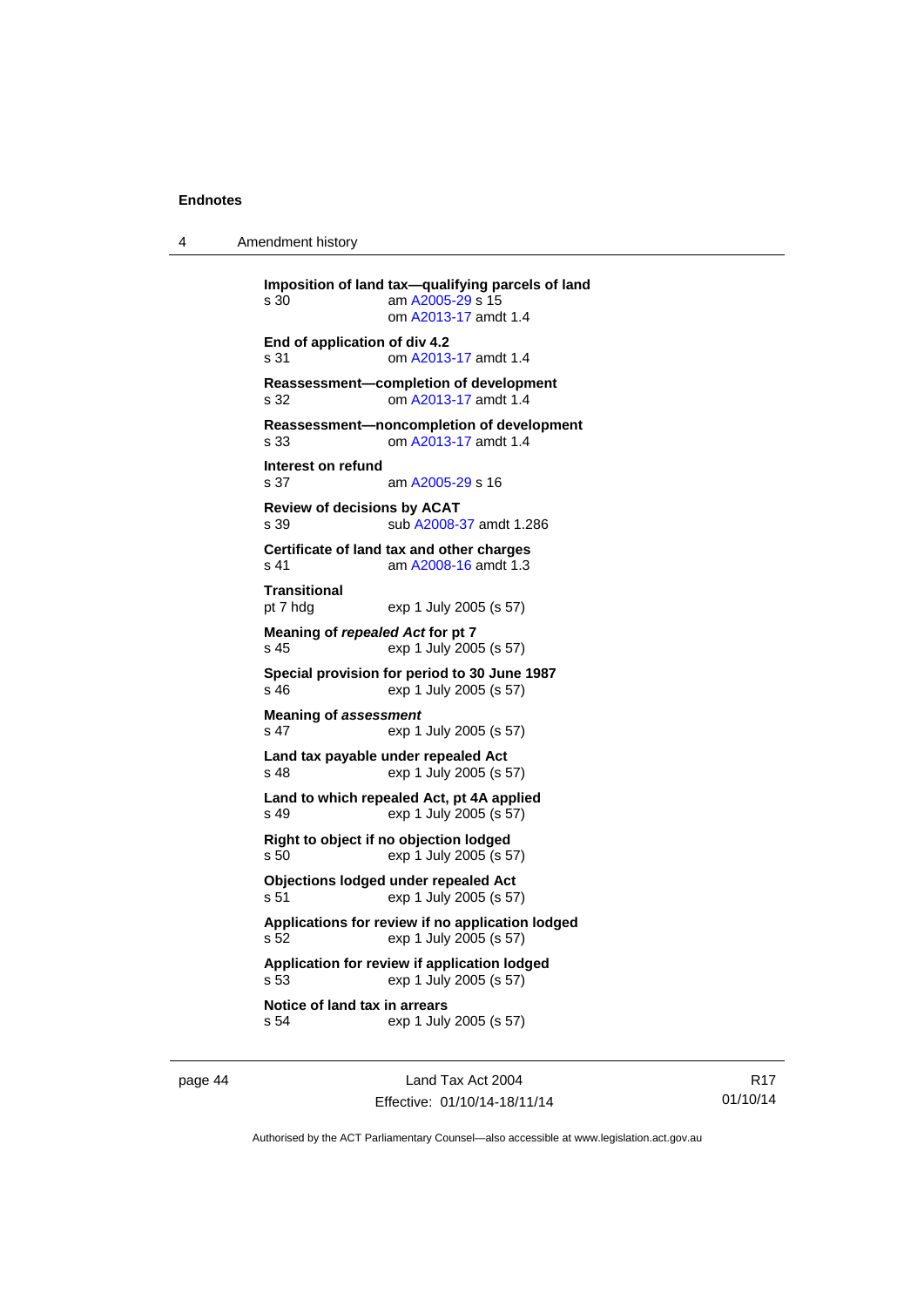**Imposition of land tax—qualifying parcels of land**
s 30 am A2005-29 s 15
om A2013-17 amdt 1.4

**End of application of div 4.2**
s 31 om A2013-17 amdt 1.4

**Reassessment—completion of development**
s 32 om A2013-17 amdt 1.4

**Reassessment—noncompletion of development**
s 33 om A2013-17 amdt 1.4

**Interest on refund**
s 37 am A2005-29 s 16

**Review of decisions by ACAT**
s 39 sub A2008-37 amdt 1.286

**Certificate of land tax and other charges**
s 41 am A2008-16 amdt 1.3

**Transitional**
pt 7 hdg exp 1 July 2005 (s 57)

**Meaning of *repealed Act* for pt 7**
s 45 exp 1 July 2005 (s 57)

**Special provision for period to 30 June 1987**
s 46 exp 1 July 2005 (s 57)

**Meaning of *assessment***
s 47 exp 1 July 2005 (s 57)

**Land tax payable under repealed Act**
s 48 exp 1 July 2005 (s 57)

**Land to which repealed Act, pt 4A applied**
s 49 exp 1 July 2005 (s 57)

**Right to object if no objection lodged**
s 50 exp 1 July 2005 (s 57)

**Objections lodged under repealed Act**
s 51 exp 1 July 2005 (s 57)

**Applications for review if no application lodged**
s 52 exp 1 July 2005 (s 57)

**Application for review if application lodged**
s 53 exp 1 July 2005 (s 57)

**Notice of land tax in arrears**
s 54 exp 1 July 2005 (s 57)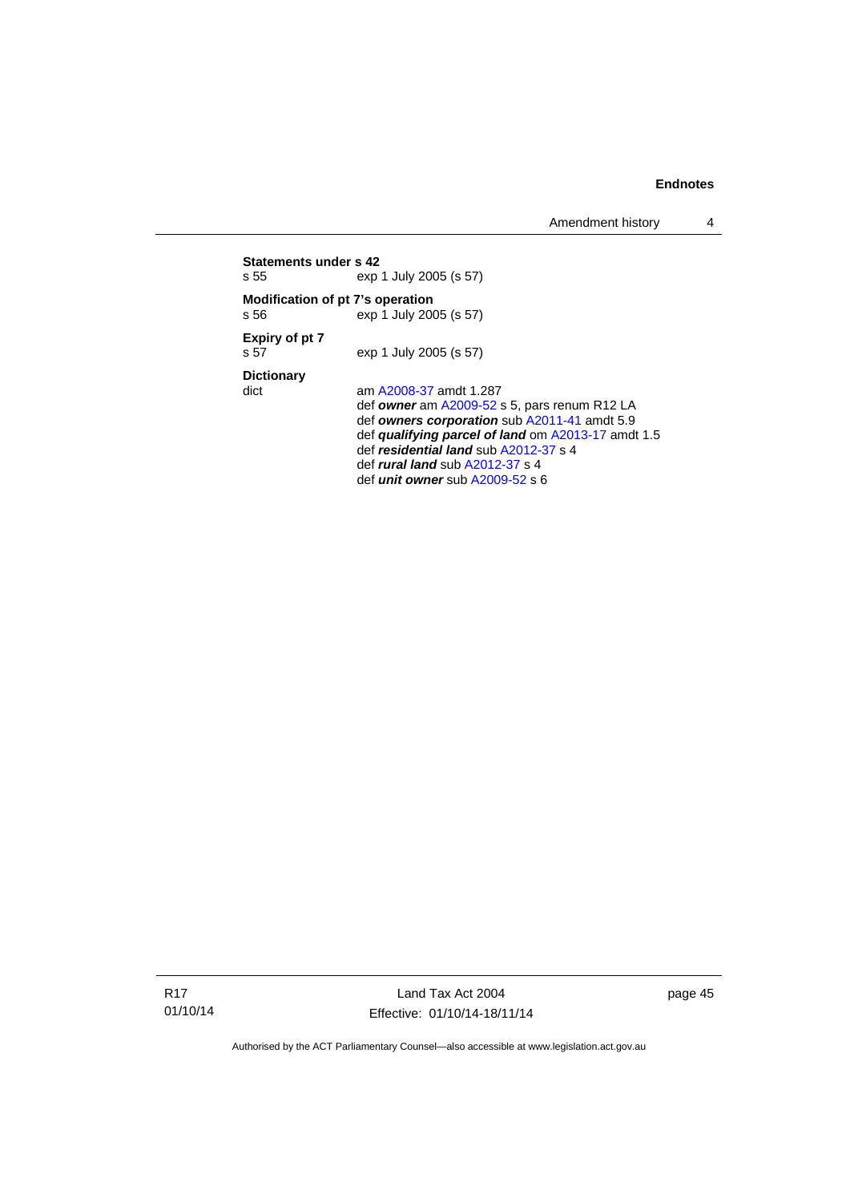**Statements under s 42**
s 55 exp 1 July 2005 (s 57)

**Modification of pt 7's operation**
s 56 exp 1 July 2005 (s 57)

**Expiry of pt 7**
s 57 exp 1 July 2005 (s 57)

**Dictionary**
dict am A2008-37 amdt 1.287
def ***owner*** am A2009-52 s 5, pars renum R12 LA
def ***owners corporation*** sub A2011-41 amdt 5.9
def ***qualifying parcel of land*** om A2013-17 amdt 1.5
def ***residential land*** sub A2012-37 s 4
def ***rural land*** sub A2012-37 s 4
def ***unit owner*** sub A2009-52 s 6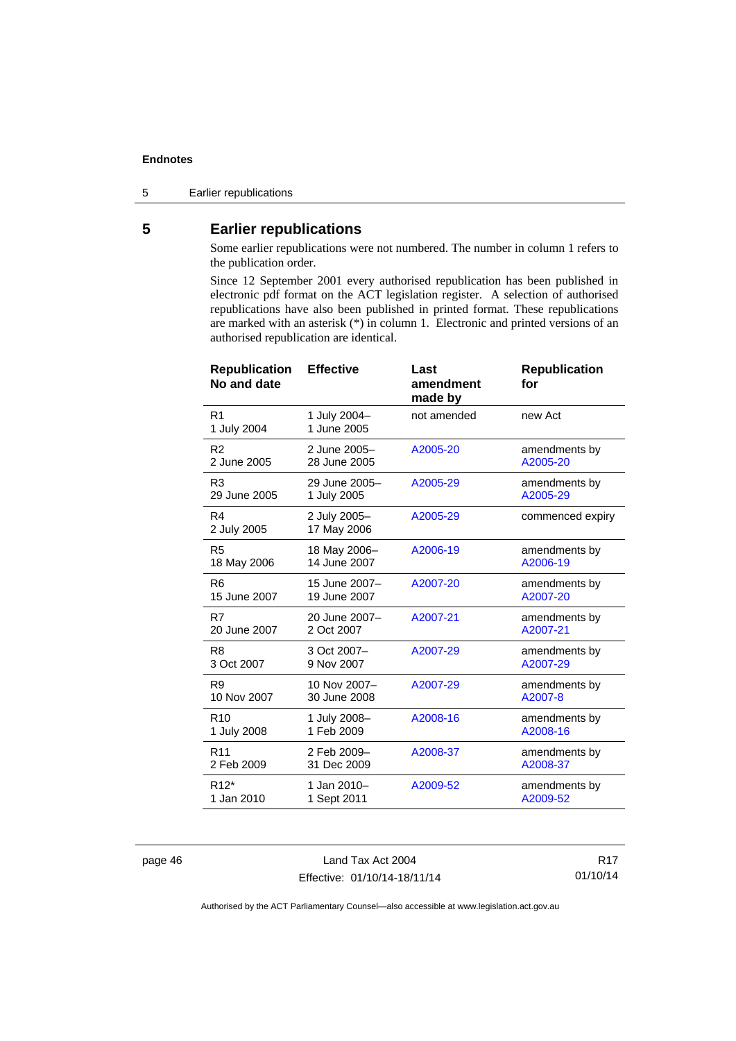## 5 Earlier republications

Some earlier republications were not numbered. The number in column 1 refers to the publication order.

Since 12 September 2001 every authorised republication has been published in electronic pdf format on the ACT legislation register. A selection of authorised republications have also been published in printed format. These republications are marked with an asterisk (*) in column 1. Electronic and printed versions of an authorised republication are identical.

| Republication No and date | Effective | Last amendment made by | Republication for |
|---|---|---|---|
| R1<br>1 July 2004 | 1 July 2004–<br>1 June 2005 | not amended | new Act |
| R2<br>2 June 2005 | 2 June 2005–<br>28 June 2005 | A2005-20 | amendments by A2005-20 |
| R3<br>29 June 2005 | 29 June 2005–<br>1 July 2005 | A2005-29 | amendments by A2005-29 |
| R4<br>2 July 2005 | 2 July 2005–<br>17 May 2006 | A2005-29 | commenced expiry |
| R5<br>18 May 2006 | 18 May 2006–<br>14 June 2007 | A2006-19 | amendments by A2006-19 |
| R6<br>15 June 2007 | 15 June 2007–<br>19 June 2007 | A2007-20 | amendments by A2007-20 |
| R7<br>20 June 2007 | 20 June 2007–<br>2 Oct 2007 | A2007-21 | amendments by A2007-21 |
| R8<br>3 Oct 2007 | 3 Oct 2007–<br>9 Nov 2007 | A2007-29 | amendments by A2007-29 |
| R9<br>10 Nov 2007 | 10 Nov 2007–<br>30 June 2008 | A2007-29 | amendments by A2007-8 |
| R10<br>1 July 2008 | 1 July 2008–<br>1 Feb 2009 | A2008-16 | amendments by A2008-16 |
| R11<br>2 Feb 2009 | 2 Feb 2009–<br>31 Dec 2009 | A2008-37 | amendments by A2008-37 |
| R12*<br>1 Jan 2010 | 1 Jan 2010–<br>1 Sept 2011 | A2009-52 | amendments by A2009-52 |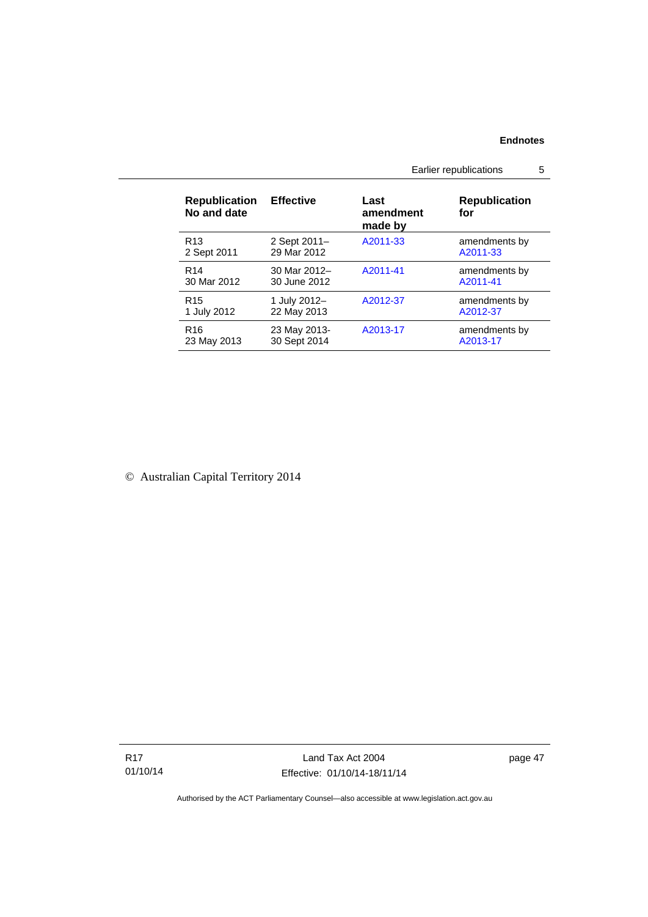| Republication No and date | Effective | Last amendment made by | Republication for |
|---|---|---|---|
| R13<br>2 Sept 2011 | 2 Sept 2011–<br>29 Mar 2012 | A2011-33 | amendments by<br>A2011-33 |
| R14<br>30 Mar 2012 | 30 Mar 2012–<br>30 June 2012 | A2011-41 | amendments by<br>A2011-41 |
| R15<br>1 July 2012 | 1 July 2012–<br>22 May 2013 | A2012-37 | amendments by<br>A2012-37 |
| R16<br>23 May 2013 | 23 May 2013-<br>30 Sept 2014 | A2013-17 | amendments by<br>A2013-17 |

© Australian Capital Territory 2014